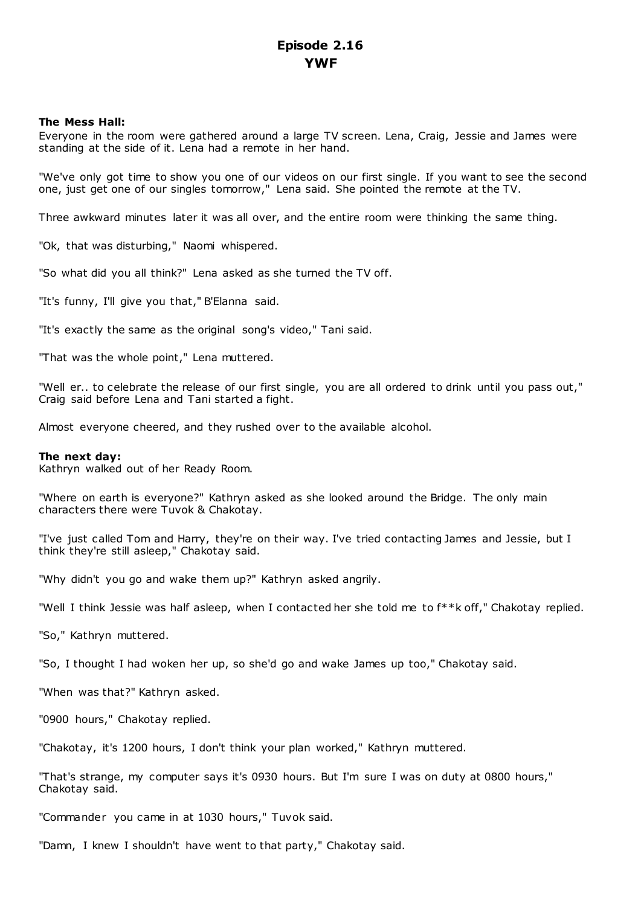# Episode 2.16
# YWF

**The Mess Hall:**
Everyone in the room were gathered around a large TV screen. Lena, Craig, Jessie and James were standing at the side of it. Lena had a remote in her hand.

"We've only got time to show you one of our videos on our first single. If you want to see the second one, just get one of our singles tomorrow," Lena said. She pointed the remote at the TV.

Three awkward minutes later it was all over, and the entire room were thinking the same thing.

"Ok, that was disturbing," Naomi whispered.

"So what did you all think?" Lena asked as she turned the TV off.

"It's funny, I'll give you that," B'Elanna said.

"It's exactly the same as the original song's video," Tani said.

"That was the whole point," Lena muttered.

"Well er.. to celebrate the release of our first single, you are all ordered to drink until you pass out," Craig said before Lena and Tani started a fight.

Almost everyone cheered, and they rushed over to the available alcohol.

**The next day:**
Kathryn walked out of her Ready Room.

"Where on earth is everyone?" Kathryn asked as she looked around the Bridge. The only main characters there were Tuvok & Chakotay.

"I've just called Tom and Harry, they're on their way. I've tried contacting James and Jessie, but I think they're still asleep," Chakotay said.

"Why didn't you go and wake them up?" Kathryn asked angrily.

"Well I think Jessie was half asleep, when I contacted her she told me to f**k off," Chakotay replied.

"So," Kathryn muttered.

"So, I thought I had woken her up, so she'd go and wake James up too," Chakotay said.

"When was that?" Kathryn asked.

"0900 hours," Chakotay replied.

"Chakotay, it's 1200 hours, I don't think your plan worked," Kathryn muttered.

"That's strange, my computer says it's 0930 hours. But I'm sure I was on duty at 0800 hours," Chakotay said.

"Commander you came in at 1030 hours," Tuvok said.

"Damn, I knew I shouldn't have went to that party," Chakotay said.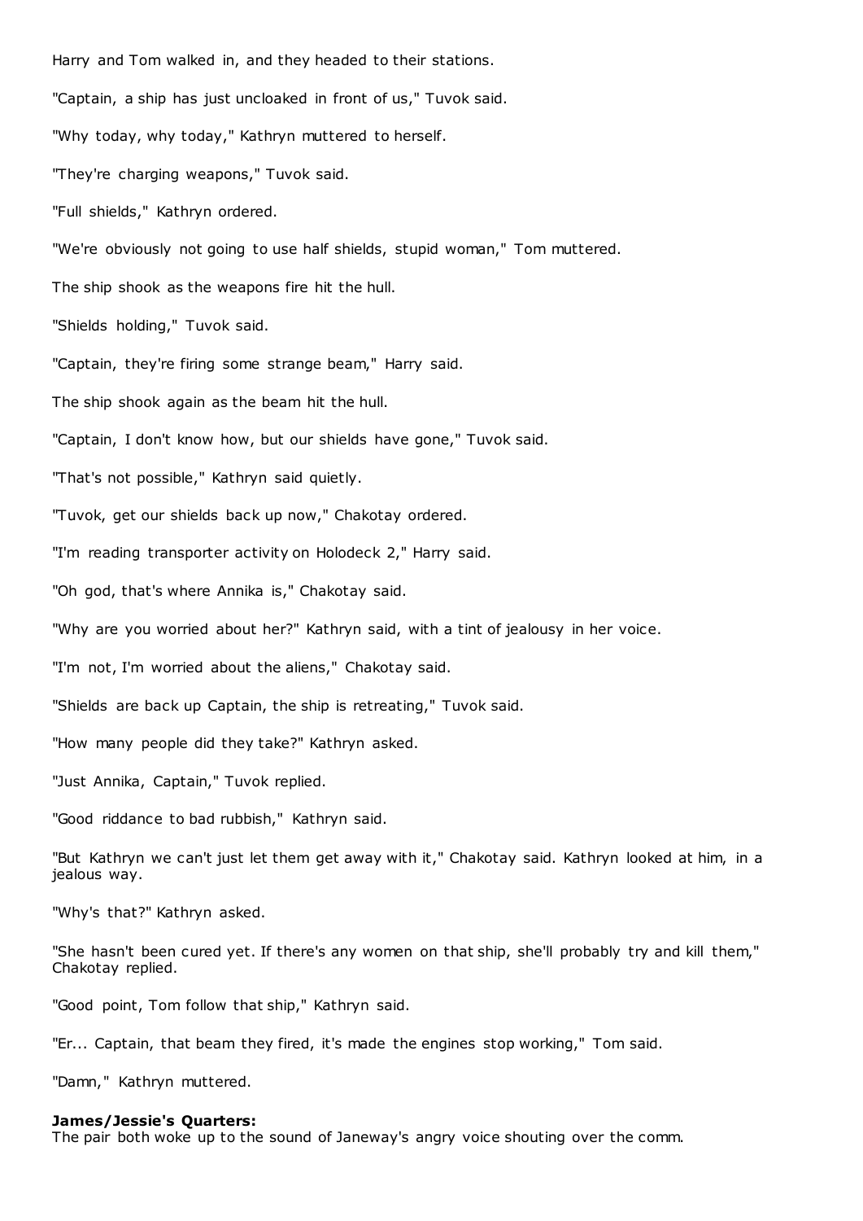Harry and Tom walked in, and they headed to their stations.

"Captain, a ship has just uncloaked in front of us," Tuvok said.

"Why today, why today," Kathryn muttered to herself.

"They're charging weapons," Tuvok said.

"Full shields," Kathryn ordered.

"We're obviously not going to use half shields, stupid woman," Tom muttered.

The ship shook as the weapons fire hit the hull.

"Shields holding," Tuvok said.

"Captain, they're firing some strange beam," Harry said.

The ship shook again as the beam hit the hull.

"Captain, I don't know how, but our shields have gone," Tuvok said.

"That's not possible," Kathryn said quietly.

"Tuvok, get our shields back up now," Chakotay ordered.

"I'm reading transporter activity on Holodeck 2," Harry said.

"Oh god, that's where Annika is," Chakotay said.

"Why are you worried about her?" Kathryn said, with a tint of jealousy in her voice.

"I'm not, I'm worried about the aliens," Chakotay said.

"Shields are back up Captain, the ship is retreating," Tuvok said.

"How many people did they take?" Kathryn asked.

"Just Annika, Captain," Tuvok replied.

"Good riddance to bad rubbish," Kathryn said.

"But Kathryn we can't just let them get away with it," Chakotay said. Kathryn looked at him, in a jealous way.

"Why's that?" Kathryn asked.

"She hasn't been cured yet. If there's any women on that ship, she'll probably try and kill them," Chakotay replied.

"Good point, Tom follow that ship," Kathryn said.

"Er... Captain, that beam they fired, it's made the engines stop working," Tom said.

"Damn," Kathryn muttered.

**James/Jessie's Quarters:**
The pair both woke up to the sound of Janeway's angry voice shouting over the comm.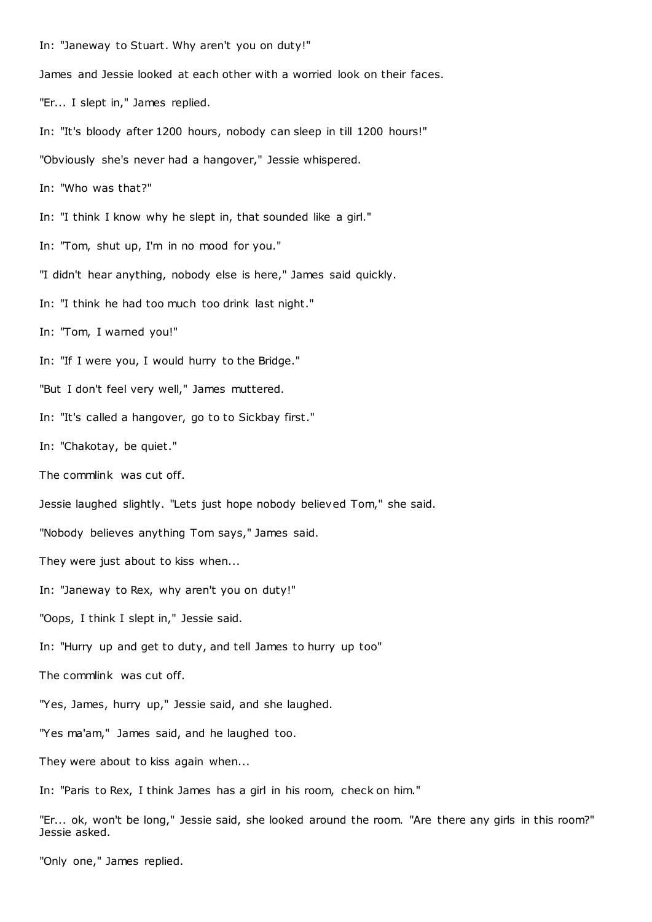In: "Janeway to Stuart. Why aren't you on duty!"

James and Jessie looked at each other with a worried look on their faces.

"Er... I slept in," James replied.

In: "It's bloody after 1200 hours, nobody can sleep in till 1200 hours!"

"Obviously she's never had a hangover," Jessie whispered.

In: "Who was that?"

In: "I think I know why he slept in, that sounded like a girl."

In: "Tom, shut up, I'm in no mood for you."

"I didn't hear anything, nobody else is here," James said quickly.

In: "I think he had too much too drink last night."

In: "Tom, I warned you!"

In: "If I were you, I would hurry to the Bridge."

"But I don't feel very well," James muttered.

In: "It's called a hangover, go to to Sickbay first."

In: "Chakotay, be quiet."

The commlink was cut off.

Jessie laughed slightly. "Lets just hope nobody believed Tom," she said.

"Nobody believes anything Tom says," James said.

They were just about to kiss when...

In: "Janeway to Rex, why aren't you on duty!"

"Oops, I think I slept in," Jessie said.

In: "Hurry up and get to duty, and tell James to hurry up too"

The commlink was cut off.

"Yes, James, hurry up," Jessie said, and she laughed.

"Yes ma'am," James said, and he laughed too.

They were about to kiss again when...

In: "Paris to Rex, I think James has a girl in his room, check on him."

"Er... ok, won't be long," Jessie said, she looked around the room. "Are there any girls in this room?" Jessie asked.

"Only one," James replied.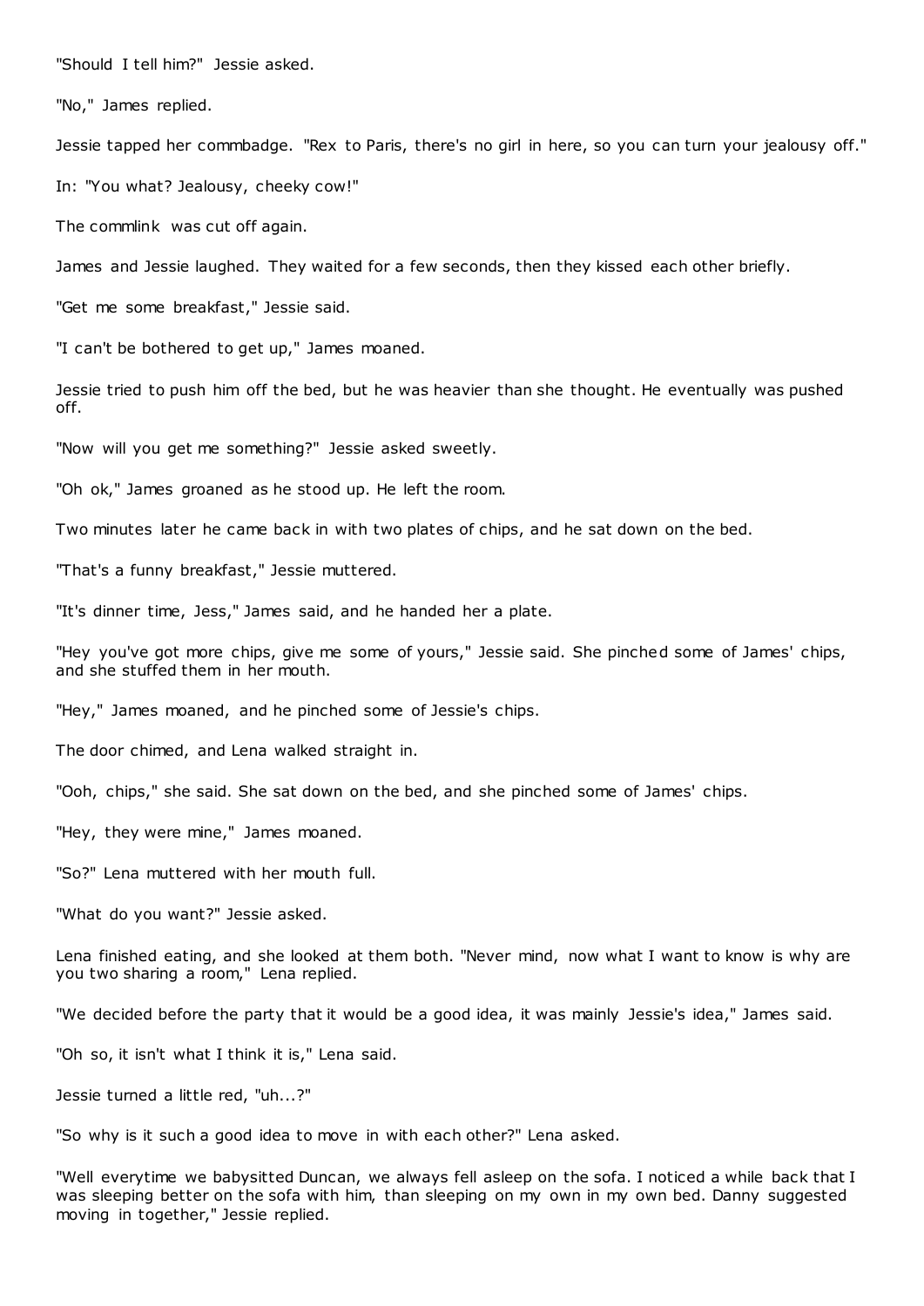"Should I tell him?" Jessie asked.

"No," James replied.

Jessie tapped her commbadge. "Rex to Paris, there's no girl in here, so you can turn your jealousy off."

In: "You what? Jealousy, cheeky cow!"

The commlink was cut off again.

James and Jessie laughed. They waited for a few seconds, then they kissed each other briefly.

"Get me some breakfast," Jessie said.

"I can't be bothered to get up," James moaned.

Jessie tried to push him off the bed, but he was heavier than she thought. He eventually was pushed off.

"Now will you get me something?" Jessie asked sweetly.

"Oh ok," James groaned as he stood up. He left the room.

Two minutes later he came back in with two plates of chips, and he sat down on the bed.

"That's a funny breakfast," Jessie muttered.

"It's dinner time, Jess," James said, and he handed her a plate.

"Hey you've got more chips, give me some of yours," Jessie said. She pinched some of James' chips, and she stuffed them in her mouth.

"Hey," James moaned, and he pinched some of Jessie's chips.

The door chimed, and Lena walked straight in.

"Ooh, chips," she said. She sat down on the bed, and she pinched some of James' chips.

"Hey, they were mine," James moaned.

"So?" Lena muttered with her mouth full.

"What do you want?" Jessie asked.

Lena finished eating, and she looked at them both. "Never mind, now what I want to know is why are you two sharing a room," Lena replied.

"We decided before the party that it would be a good idea, it was mainly Jessie's idea," James said.

"Oh so, it isn't what I think it is," Lena said.

Jessie turned a little red, "uh...?"

"So why is it such a good idea to move in with each other?" Lena asked.

"Well everytime we babysitted Duncan, we always fell asleep on the sofa. I noticed a while back that I was sleeping better on the sofa with him, than sleeping on my own in my own bed. Danny suggested moving in together," Jessie replied.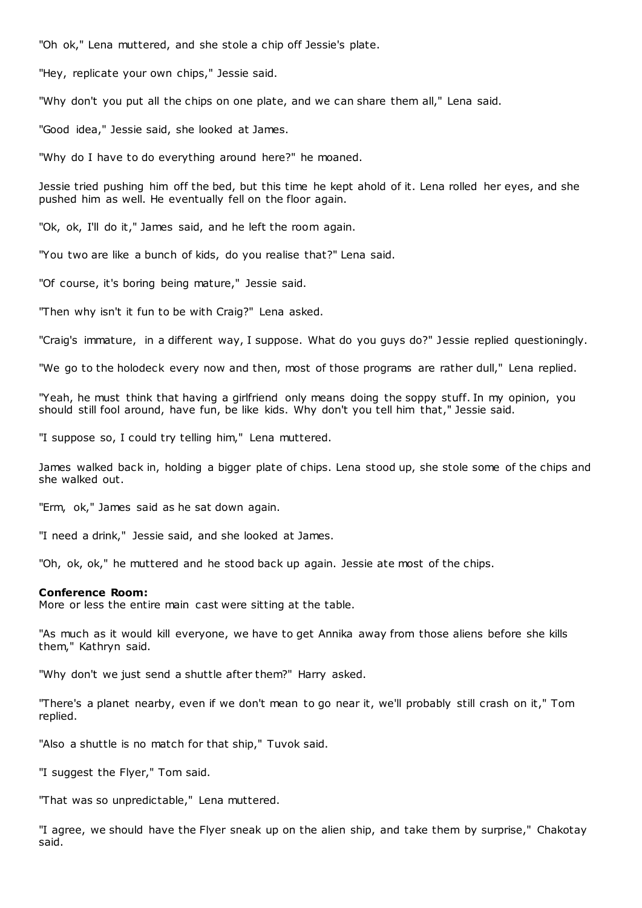"Oh ok," Lena muttered, and she stole a chip off Jessie's plate.

"Hey, replicate your own chips," Jessie said.

"Why don't you put all the chips on one plate, and we can share them all," Lena said.

"Good idea," Jessie said, she looked at James.

"Why do I have to do everything around here?" he moaned.

Jessie tried pushing him off the bed, but this time he kept ahold of it. Lena rolled her eyes, and she pushed him as well. He eventually fell on the floor again.

"Ok, ok, I'll do it," James said, and he left the room again.

"You two are like a bunch of kids, do you realise that?" Lena said.

"Of course, it's boring being mature," Jessie said.

"Then why isn't it fun to be with Craig?" Lena asked.

"Craig's immature, in a different way, I suppose. What do you guys do?" Jessie replied questioningly.

"We go to the holodeck every now and then, most of those programs are rather dull," Lena replied.

"Yeah, he must think that having a girlfriend only means doing the soppy stuff. In my opinion, you should still fool around, have fun, be like kids. Why don't you tell him that," Jessie said.

"I suppose so, I could try telling him," Lena muttered.

James walked back in, holding a bigger plate of chips. Lena stood up, she stole some of the chips and she walked out.

"Erm, ok," James said as he sat down again.

"I need a drink," Jessie said, and she looked at James.

"Oh, ok, ok," he muttered and he stood back up again. Jessie ate most of the chips.

**Conference Room:**
More or less the entire main cast were sitting at the table.

"As much as it would kill everyone, we have to get Annika away from those aliens before she kills them," Kathryn said.

"Why don't we just send a shuttle after them?" Harry asked.

"There's a planet nearby, even if we don't mean to go near it, we'll probably still crash on it," Tom replied.

"Also a shuttle is no match for that ship," Tuvok said.

"I suggest the Flyer," Tom said.

"That was so unpredictable," Lena muttered.

"I agree, we should have the Flyer sneak up on the alien ship, and take them by surprise," Chakotay said.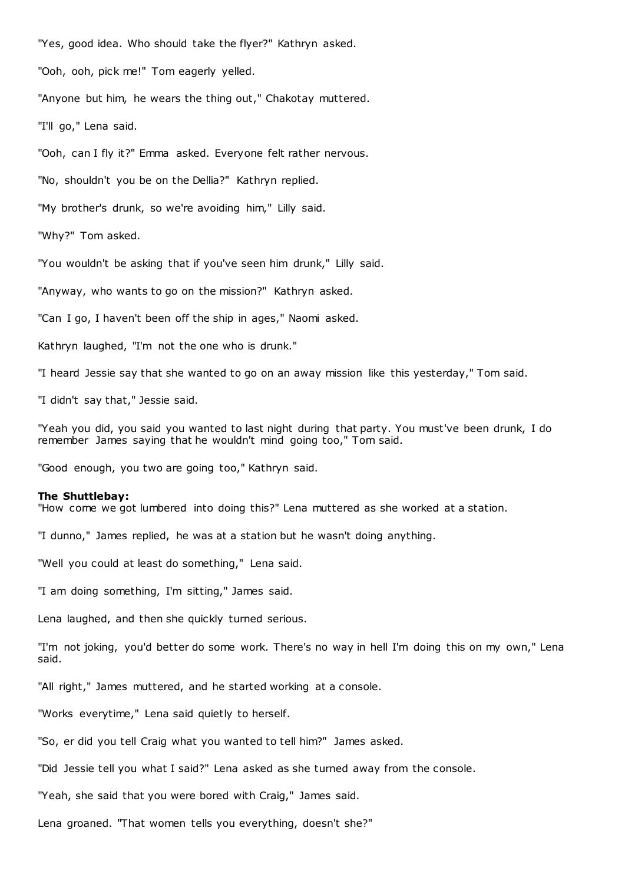"Yes, good idea. Who should take the flyer?" Kathryn asked.

"Ooh, ooh, pick me!" Tom eagerly yelled.

"Anyone but him, he wears the thing out," Chakotay muttered.

"I'll go," Lena said.

"Ooh, can I fly it?" Emma asked. Everyone felt rather nervous.

"No, shouldn't you be on the Dellia?" Kathryn replied.

"My brother's drunk, so we're avoiding him," Lilly said.

"Why?" Tom asked.

"You wouldn't be asking that if you've seen him drunk," Lilly said.

"Anyway, who wants to go on the mission?" Kathryn asked.

"Can I go, I haven't been off the ship in ages," Naomi asked.

Kathryn laughed, "I'm not the one who is drunk."

"I heard Jessie say that she wanted to go on an away mission like this yesterday," Tom said.

"I didn't say that," Jessie said.

"Yeah you did, you said you wanted to last night during that party. You must've been drunk, I do remember James saying that he wouldn't mind going too," Tom said.

"Good enough, you two are going too," Kathryn said.

**The Shuttlebay:**
"How come we got lumbered into doing this?" Lena muttered as she worked at a station.

"I dunno," James replied, he was at a station but he wasn't doing anything.

"Well you could at least do something," Lena said.

"I am doing something, I'm sitting," James said.

Lena laughed, and then she quickly turned serious.

"I'm not joking, you'd better do some work. There's no way in hell I'm doing this on my own," Lena said.

"All right," James muttered, and he started working at a console.

"Works everytime," Lena said quietly to herself.

"So, er did you tell Craig what you wanted to tell him?" James asked.

"Did Jessie tell you what I said?" Lena asked as she turned away from the console.

"Yeah, she said that you were bored with Craig," James said.

Lena groaned. "That women tells you everything, doesn't she?"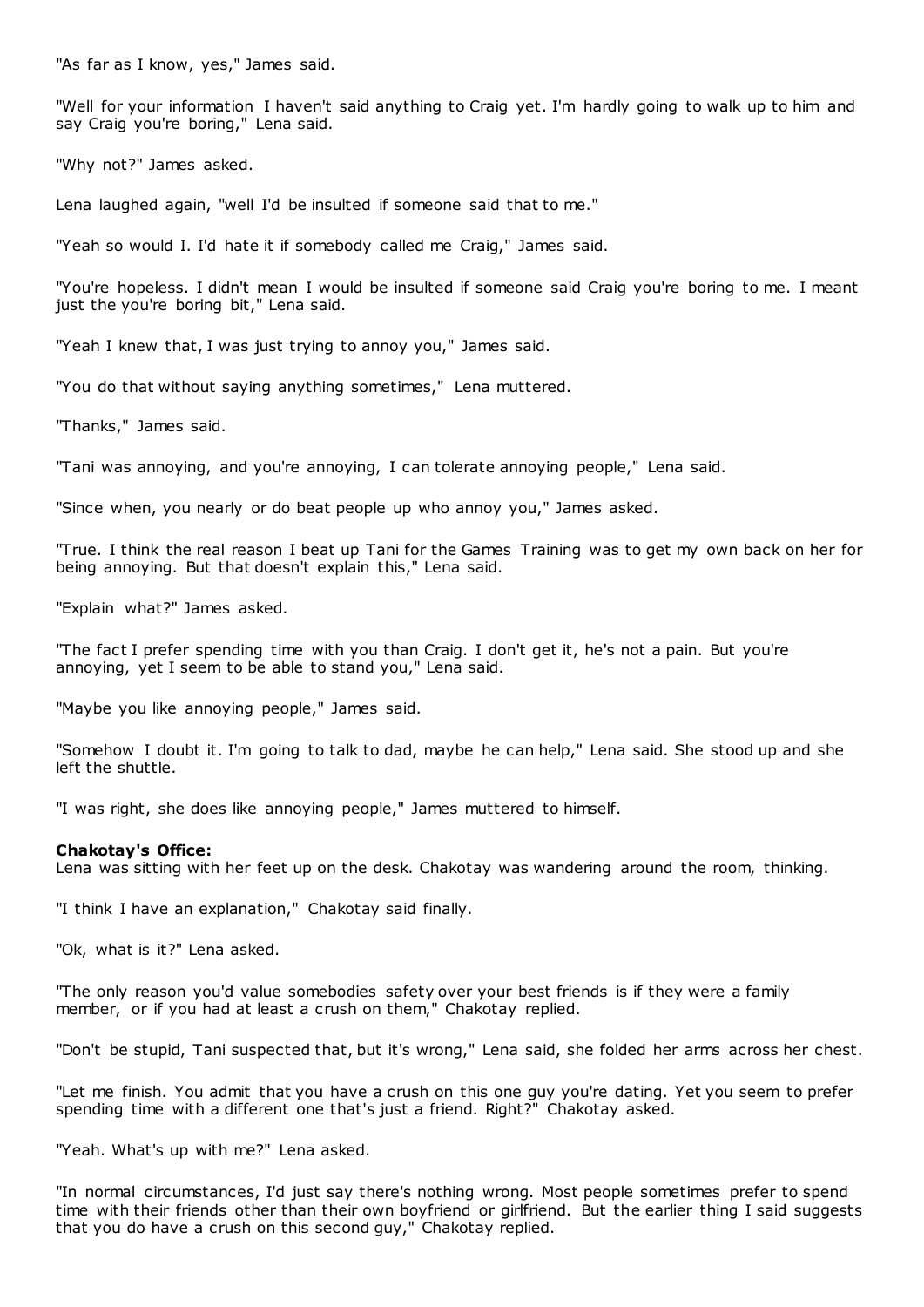"As far as I know, yes," James said.

"Well for your information I haven't said anything to Craig yet. I'm hardly going to walk up to him and say Craig you're boring," Lena said.

"Why not?" James asked.

Lena laughed again, "well I'd be insulted if someone said that to me."

"Yeah so would I. I'd hate it if somebody called me Craig," James said.

"You're hopeless. I didn't mean I would be insulted if someone said Craig you're boring to me. I meant just the you're boring bit," Lena said.

"Yeah I knew that, I was just trying to annoy you," James said.

"You do that without saying anything sometimes," Lena muttered.

"Thanks," James said.

"Tani was annoying, and you're annoying, I can tolerate annoying people," Lena said.

"Since when, you nearly or do beat people up who annoy you," James asked.

"True. I think the real reason I beat up Tani for the Games Training was to get my own back on her for being annoying. But that doesn't explain this," Lena said.

"Explain what?" James asked.

"The fact I prefer spending time with you than Craig. I don't get it, he's not a pain. But you're annoying, yet I seem to be able to stand you," Lena said.

"Maybe you like annoying people," James said.

"Somehow I doubt it. I'm going to talk to dad, maybe he can help," Lena said. She stood up and she left the shuttle.

"I was right, she does like annoying people," James muttered to himself.

**Chakotay's Office:**
Lena was sitting with her feet up on the desk. Chakotay was wandering around the room, thinking.

"I think I have an explanation," Chakotay said finally.

"Ok, what is it?" Lena asked.

"The only reason you'd value somebodies safety over your best friends is if they were a family member, or if you had at least a crush on them," Chakotay replied.

"Don't be stupid, Tani suspected that, but it's wrong," Lena said, she folded her arms across her chest.

"Let me finish. You admit that you have a crush on this one guy you're dating. Yet you seem to prefer spending time with a different one that's just a friend. Right?" Chakotay asked.

"Yeah. What's up with me?" Lena asked.

"In normal circumstances, I'd just say there's nothing wrong. Most people sometimes prefer to spend time with their friends other than their own boyfriend or girlfriend. But the earlier thing I said suggests that you do have a crush on this second guy," Chakotay replied.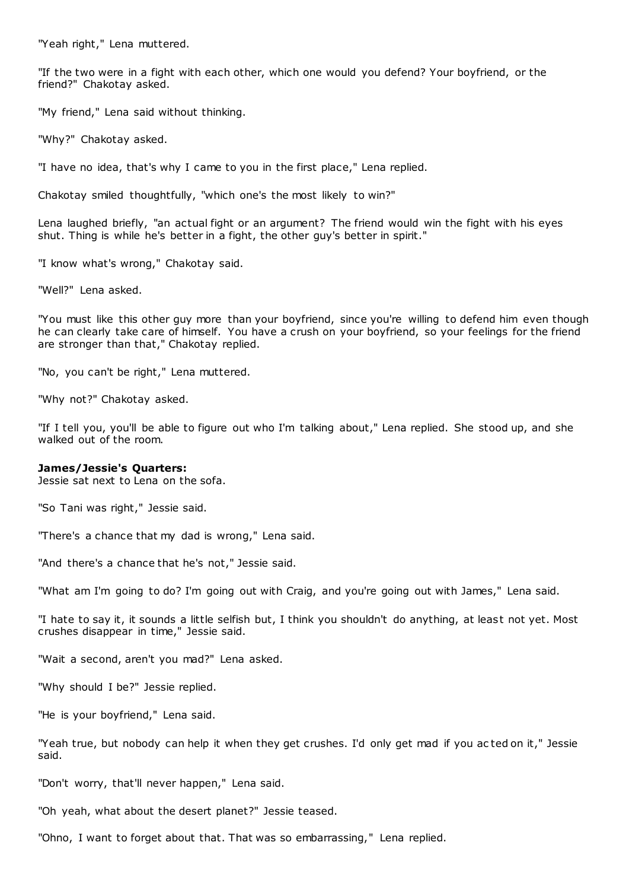"Yeah right," Lena muttered.

"If the two were in a fight with each other, which one would you defend? Your boyfriend, or the friend?" Chakotay asked.

"My friend," Lena said without thinking.

"Why?" Chakotay asked.

"I have no idea, that's why I came to you in the first place," Lena replied.

Chakotay smiled thoughtfully, "which one's the most likely to win?"

Lena laughed briefly, "an actual fight or an argument? The friend would win the fight with his eyes shut. Thing is while he's better in a fight, the other guy's better in spirit."

"I know what's wrong," Chakotay said.

"Well?" Lena asked.

"You must like this other guy more than your boyfriend, since you're willing to defend him even though he can clearly take care of himself. You have a crush on your boyfriend, so your feelings for the friend are stronger than that," Chakotay replied.

"No, you can't be right," Lena muttered.

"Why not?" Chakotay asked.

"If I tell you, you'll be able to figure out who I'm talking about," Lena replied. She stood up, and she walked out of the room.

**James/Jessie's Quarters:**
Jessie sat next to Lena on the sofa.

"So Tani was right," Jessie said.

"There's a chance that my dad is wrong," Lena said.

"And there's a chance that he's not," Jessie said.

"What am I'm going to do? I'm going out with Craig, and you're going out with James," Lena said.

"I hate to say it, it sounds a little selfish but, I think you shouldn't do anything, at least not yet. Most crushes disappear in time," Jessie said.

"Wait a second, aren't you mad?" Lena asked.

"Why should I be?" Jessie replied.

"He is your boyfriend," Lena said.

"Yeah true, but nobody can help it when they get crushes. I'd only get mad if you acted on it," Jessie said.

"Don't worry, that'll never happen," Lena said.

"Oh yeah, what about the desert planet?" Jessie teased.

"Ohno, I want to forget about that. That was so embarrassing," Lena replied.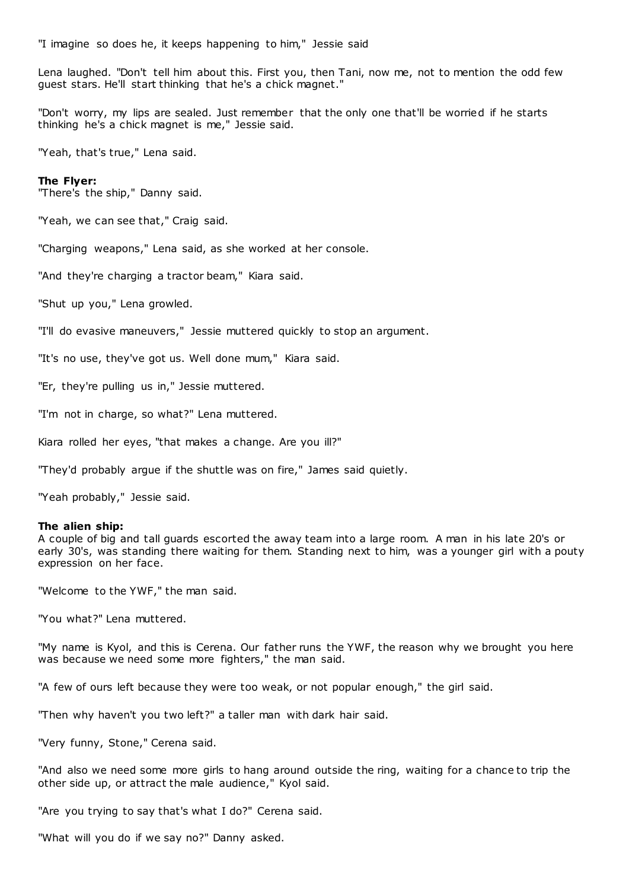"I imagine so does he, it keeps happening to him," Jessie said

Lena laughed. "Don't tell him about this. First you, then Tani, now me, not to mention the odd few guest stars. He'll start thinking that he's a chick magnet."

"Don't worry, my lips are sealed. Just remember that the only one that'll be worried if he starts thinking he's a chick magnet is me," Jessie said.

"Yeah, that's true," Lena said.

**The Flyer:**
"There's the ship," Danny said.

"Yeah, we can see that," Craig said.

"Charging weapons," Lena said, as she worked at her console.

"And they're charging a tractor beam," Kiara said.

"Shut up you," Lena growled.

"I'll do evasive maneuvers," Jessie muttered quickly to stop an argument.

"It's no use, they've got us. Well done mum," Kiara said.

"Er, they're pulling us in," Jessie muttered.

"I'm not in charge, so what?" Lena muttered.

Kiara rolled her eyes, "that makes a change. Are you ill?"

"They'd probably argue if the shuttle was on fire," James said quietly.

"Yeah probably," Jessie said.

**The alien ship:**
A couple of big and tall guards escorted the away team into a large room. A man in his late 20's or early 30's, was standing there waiting for them. Standing next to him, was a younger girl with a pouty expression on her face.

"Welcome to the YWF," the man said.

"You what?" Lena muttered.

"My name is Kyol, and this is Cerena. Our father runs the YWF, the reason why we brought you here was because we need some more fighters," the man said.

"A few of ours left because they were too weak, or not popular enough," the girl said.

"Then why haven't you two left?" a taller man with dark hair said.

"Very funny, Stone," Cerena said.

"And also we need some more girls to hang around outside the ring, waiting for a chance to trip the other side up, or attract the male audience," Kyol said.

"Are you trying to say that's what I do?" Cerena said.

"What will you do if we say no?" Danny asked.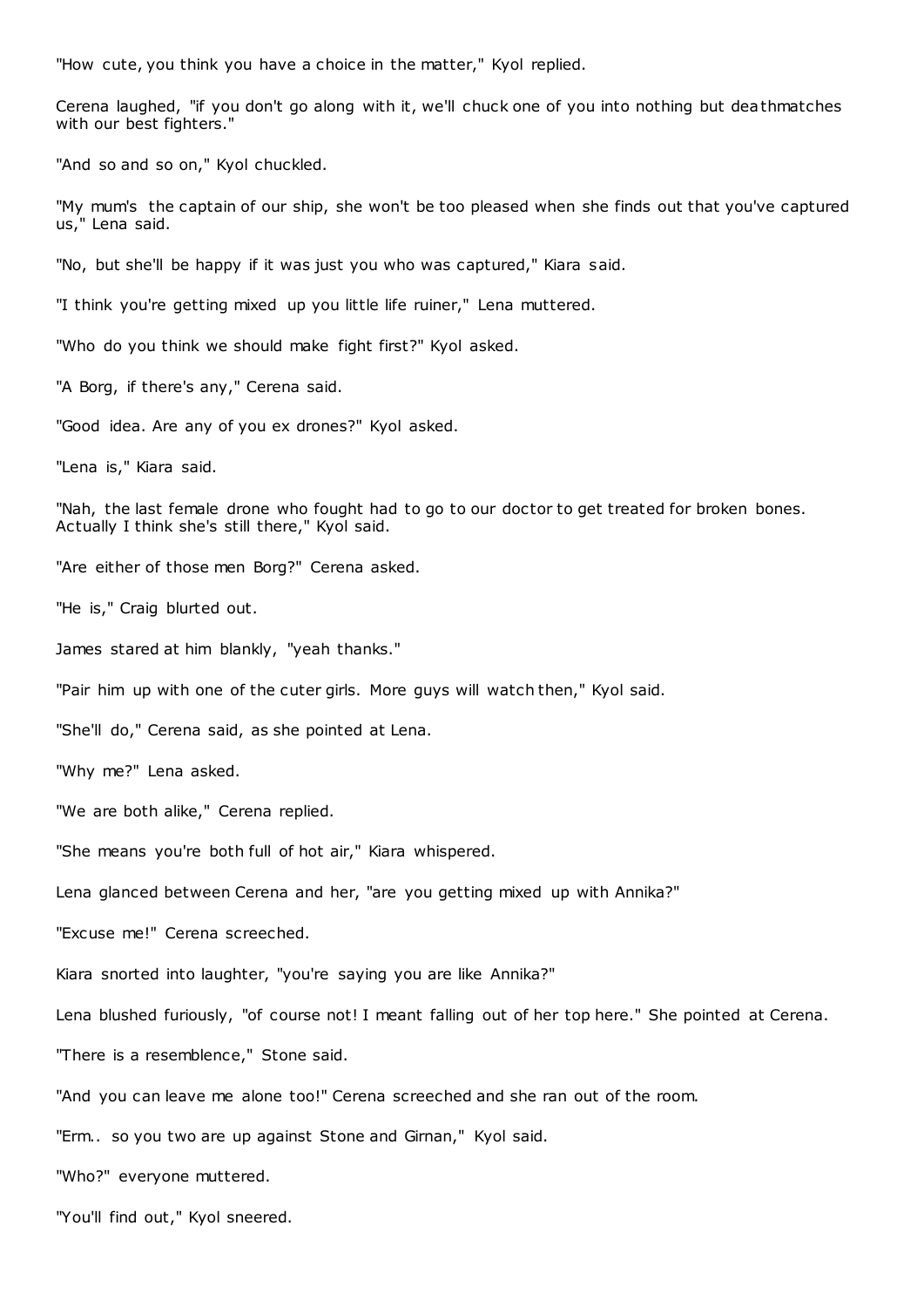"How cute, you think you have a choice in the matter," Kyol replied.

Cerena laughed, "if you don't go along with it, we'll chuck one of you into nothing but deathmatches with our best fighters."

"And so and so on," Kyol chuckled.

"My mum's the captain of our ship, she won't be too pleased when she finds out that you've captured us," Lena said.

"No, but she'll be happy if it was just you who was captured," Kiara said.

"I think you're getting mixed up you little life ruiner," Lena muttered.

"Who do you think we should make fight first?" Kyol asked.

"A Borg, if there's any," Cerena said.

"Good idea. Are any of you ex drones?" Kyol asked.

"Lena is," Kiara said.

"Nah, the last female drone who fought had to go to our doctor to get treated for broken bones. Actually I think she's still there," Kyol said.

"Are either of those men Borg?" Cerena asked.

"He is," Craig blurted out.

James stared at him blankly, "yeah thanks."

"Pair him up with one of the cuter girls. More guys will watch then," Kyol said.

"She'll do," Cerena said, as she pointed at Lena.

"Why me?" Lena asked.

"We are both alike," Cerena replied.

"She means you're both full of hot air," Kiara whispered.

Lena glanced between Cerena and her, "are you getting mixed up with Annika?"

"Excuse me!" Cerena screeched.

Kiara snorted into laughter, "you're saying you are like Annika?"

Lena blushed furiously, "of course not! I meant falling out of her top here." She pointed at Cerena.

"There is a resemblence," Stone said.

"And you can leave me alone too!" Cerena screeched and she ran out of the room.

"Erm.. so you two are up against Stone and Girnan," Kyol said.

"Who?" everyone muttered.

"You'll find out," Kyol sneered.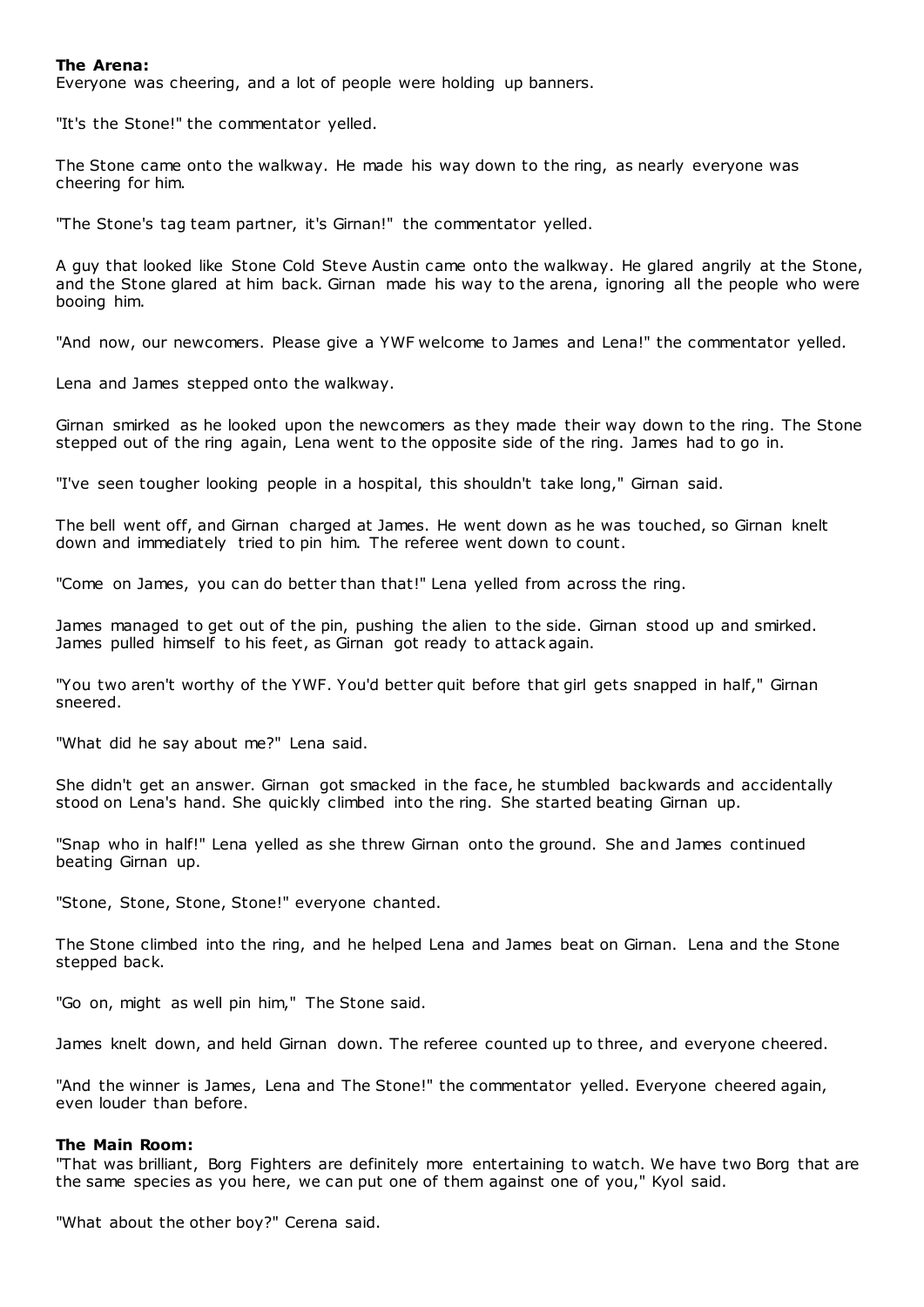**The Arena:**
Everyone was cheering, and a lot of people were holding up banners.

"It's the Stone!" the commentator yelled.

The Stone came onto the walkway. He made his way down to the ring, as nearly everyone was cheering for him.

"The Stone's tag team partner, it's Girnan!" the commentator yelled.

A guy that looked like Stone Cold Steve Austin came onto the walkway. He glared angrily at the Stone, and the Stone glared at him back. Girnan made his way to the arena, ignoring all the people who were booing him.

"And now, our newcomers. Please give a YWF welcome to James and Lena!" the commentator yelled.

Lena and James stepped onto the walkway.

Girnan smirked as he looked upon the newcomers as they made their way down to the ring. The Stone stepped out of the ring again, Lena went to the opposite side of the ring. James had to go in.

"I've seen tougher looking people in a hospital, this shouldn't take long," Girnan said.

The bell went off, and Girnan charged at James. He went down as he was touched, so Girnan knelt down and immediately tried to pin him. The referee went down to count.

"Come on James, you can do better than that!" Lena yelled from across the ring.

James managed to get out of the pin, pushing the alien to the side. Girnan stood up and smirked. James pulled himself to his feet, as Girnan got ready to attack again.

"You two aren't worthy of the YWF. You'd better quit before that girl gets snapped in half," Girnan sneered.

"What did he say about me?" Lena said.

She didn't get an answer. Girnan got smacked in the face, he stumbled backwards and accidentally stood on Lena's hand. She quickly climbed into the ring. She started beating Girnan up.

"Snap who in half!" Lena yelled as she threw Girnan onto the ground. She and James continued beating Girnan up.

"Stone, Stone, Stone, Stone!" everyone chanted.

The Stone climbed into the ring, and he helped Lena and James beat on Girnan. Lena and the Stone stepped back.

"Go on, might as well pin him," The Stone said.

James knelt down, and held Girnan down. The referee counted up to three, and everyone cheered.

"And the winner is James, Lena and The Stone!" the commentator yelled. Everyone cheered again, even louder than before.

**The Main Room:**
"That was brilliant, Borg Fighters are definitely more entertaining to watch. We have two Borg that are the same species as you here, we can put one of them against one of you," Kyol said.

"What about the other boy?" Cerena said.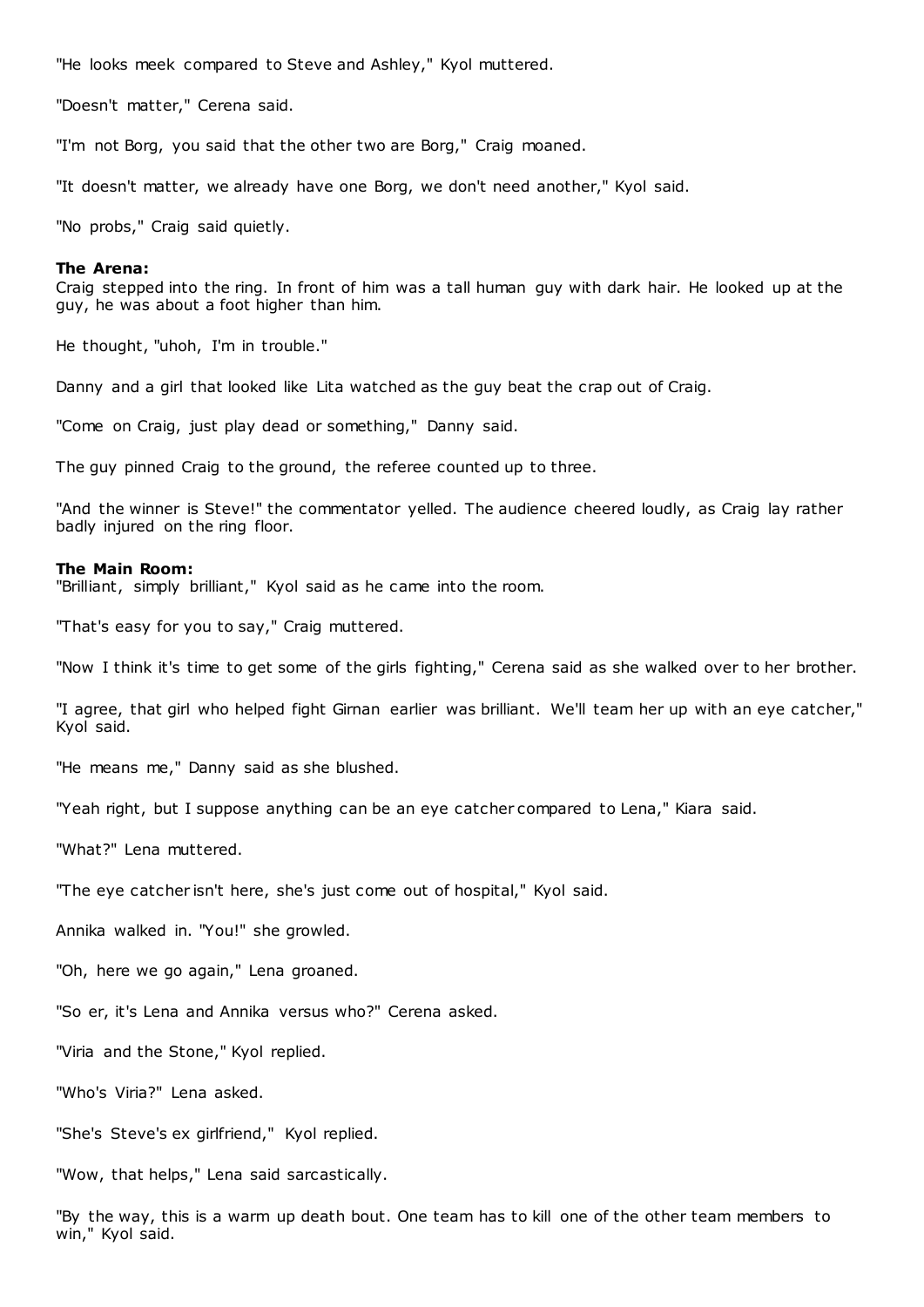"He looks meek compared to Steve and Ashley," Kyol muttered.

"Doesn't matter," Cerena said.

"I'm not Borg, you said that the other two are Borg," Craig moaned.

"It doesn't matter, we already have one Borg, we don't need another," Kyol said.

"No probs," Craig said quietly.

**The Arena:**
Craig stepped into the ring. In front of him was a tall human guy with dark hair. He looked up at the guy, he was about a foot higher than him.

He thought, "uhoh, I'm in trouble."

Danny and a girl that looked like Lita watched as the guy beat the crap out of Craig.

"Come on Craig, just play dead or something," Danny said.

The guy pinned Craig to the ground, the referee counted up to three.

"And the winner is Steve!" the commentator yelled. The audience cheered loudly, as Craig lay rather badly injured on the ring floor.

**The Main Room:**
"Brilliant, simply brilliant," Kyol said as he came into the room.

"That's easy for you to say," Craig muttered.

"Now I think it's time to get some of the girls fighting," Cerena said as she walked over to her brother.

"I agree, that girl who helped fight Girnan earlier was brilliant. We'll team her up with an eye catcher," Kyol said.

"He means me," Danny said as she blushed.

"Yeah right, but I suppose anything can be an eye catcher compared to Lena," Kiara said.

"What?" Lena muttered.

"The eye catcher isn't here, she's just come out of hospital," Kyol said.

Annika walked in. "You!" she growled.

"Oh, here we go again," Lena groaned.

"So er, it's Lena and Annika versus who?" Cerena asked.

"Viria and the Stone," Kyol replied.

"Who's Viria?" Lena asked.

"She's Steve's ex girlfriend," Kyol replied.

"Wow, that helps," Lena said sarcastically.

"By the way, this is a warm up death bout. One team has to kill one of the other team members to win," Kyol said.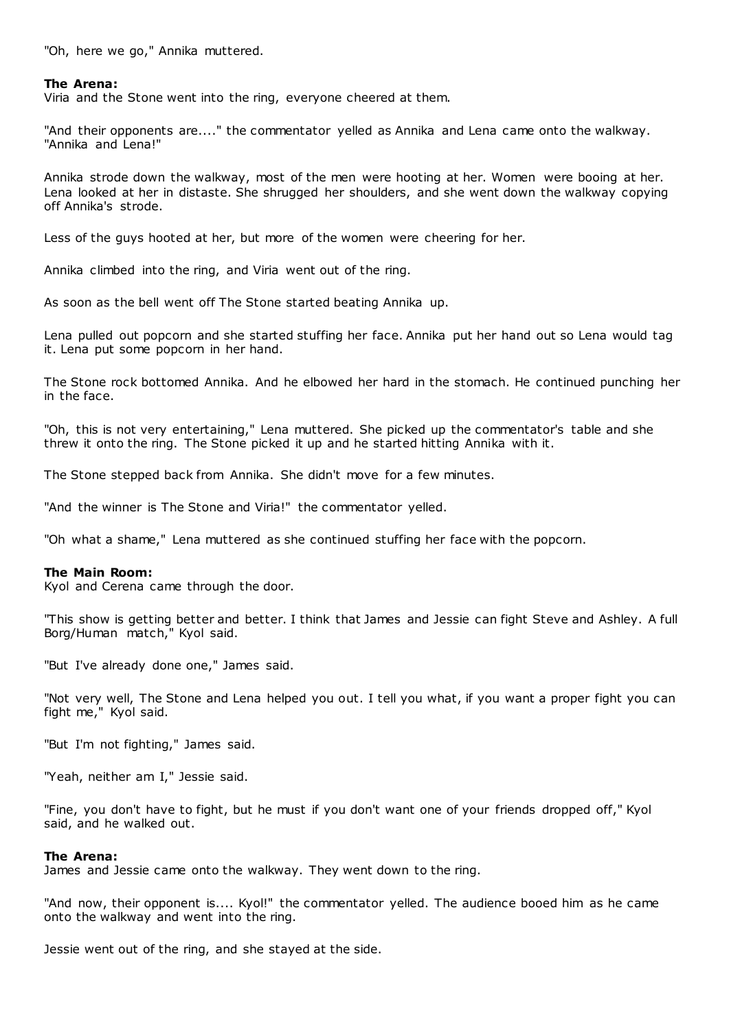"Oh, here we go," Annika muttered.

**The Arena:**
Viria and the Stone went into the ring, everyone cheered at them.

"And their opponents are...." the commentator yelled as Annika and Lena came onto the walkway. "Annika and Lena!"

Annika strode down the walkway, most of the men were hooting at her. Women were booing at her. Lena looked at her in distaste. She shrugged her shoulders, and she went down the walkway copying off Annika's strode.

Less of the guys hooted at her, but more of the women were cheering for her.

Annika climbed into the ring, and Viria went out of the ring.

As soon as the bell went off The Stone started beating Annika up.

Lena pulled out popcorn and she started stuffing her face. Annika put her hand out so Lena would tag it. Lena put some popcorn in her hand.

The Stone rock bottomed Annika. And he elbowed her hard in the stomach. He continued punching her in the face.

"Oh, this is not very entertaining," Lena muttered. She picked up the commentator's table and she threw it onto the ring. The Stone picked it up and he started hitting Annika with it.

The Stone stepped back from Annika. She didn't move for a few minutes.

"And the winner is The Stone and Viria!" the commentator yelled.

"Oh what a shame," Lena muttered as she continued stuffing her face with the popcorn.

**The Main Room:**
Kyol and Cerena came through the door.

"This show is getting better and better. I think that James and Jessie can fight Steve and Ashley. A full Borg/Human match," Kyol said.

"But I've already done one," James said.

"Not very well, The Stone and Lena helped you out. I tell you what, if you want a proper fight you can fight me," Kyol said.

"But I'm not fighting," James said.

"Yeah, neither am I," Jessie said.

"Fine, you don't have to fight, but he must if you don't want one of your friends dropped off," Kyol said, and he walked out.

**The Arena:**
James and Jessie came onto the walkway. They went down to the ring.

"And now, their opponent is.... Kyol!" the commentator yelled. The audience booed him as he came onto the walkway and went into the ring.

Jessie went out of the ring, and she stayed at the side.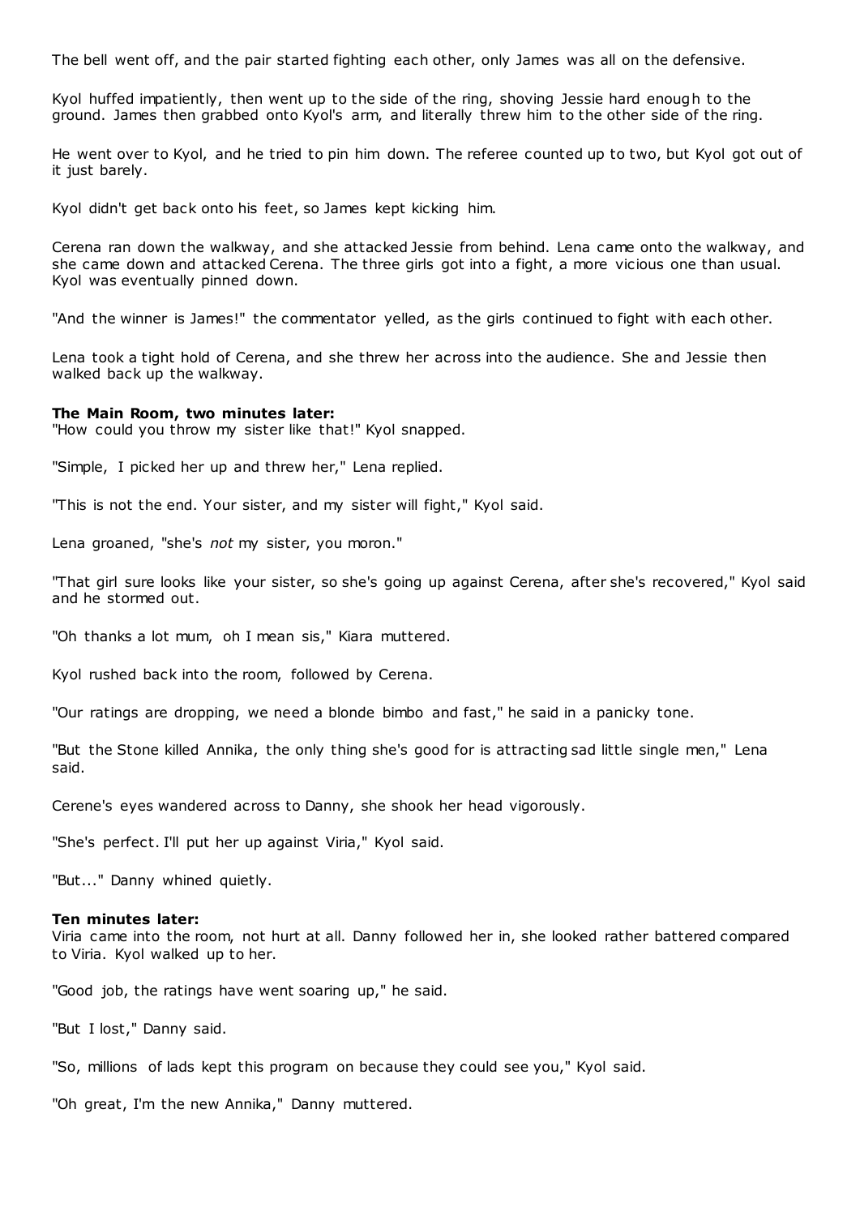The bell went off, and the pair started fighting each other, only James was all on the defensive.

Kyol huffed impatiently, then went up to the side of the ring, shoving Jessie hard enough to the ground. James then grabbed onto Kyol's arm, and literally threw him to the other side of the ring.

He went over to Kyol, and he tried to pin him down. The referee counted up to two, but Kyol got out of it just barely.

Kyol didn't get back onto his feet, so James kept kicking him.

Cerena ran down the walkway, and she attacked Jessie from behind. Lena came onto the walkway, and she came down and attacked Cerena. The three girls got into a fight, a more vicious one than usual. Kyol was eventually pinned down.

"And the winner is James!" the commentator yelled, as the girls continued to fight with each other.

Lena took a tight hold of Cerena, and she threw her across into the audience. She and Jessie then walked back up the walkway.

**The Main Room, two minutes later:**
"How could you throw my sister like that!" Kyol snapped.

"Simple, I picked her up and threw her," Lena replied.

"This is not the end. Your sister, and my sister will fight," Kyol said.

Lena groaned, "she's *not* my sister, you moron."

"That girl sure looks like your sister, so she's going up against Cerena, after she's recovered," Kyol said and he stormed out.

"Oh thanks a lot mum, oh I mean sis," Kiara muttered.

Kyol rushed back into the room, followed by Cerena.

"Our ratings are dropping, we need a blonde bimbo and fast," he said in a panicky tone.

"But the Stone killed Annika, the only thing she's good for is attracting sad little single men," Lena said.

Cerene's eyes wandered across to Danny, she shook her head vigorously.

"She's perfect. I'll put her up against Viria," Kyol said.

"But..." Danny whined quietly.

**Ten minutes later:**
Viria came into the room, not hurt at all. Danny followed her in, she looked rather battered compared to Viria. Kyol walked up to her.

"Good job, the ratings have went soaring up," he said.

"But I lost," Danny said.

"So, millions of lads kept this program on because they could see you," Kyol said.

"Oh great, I'm the new Annika," Danny muttered.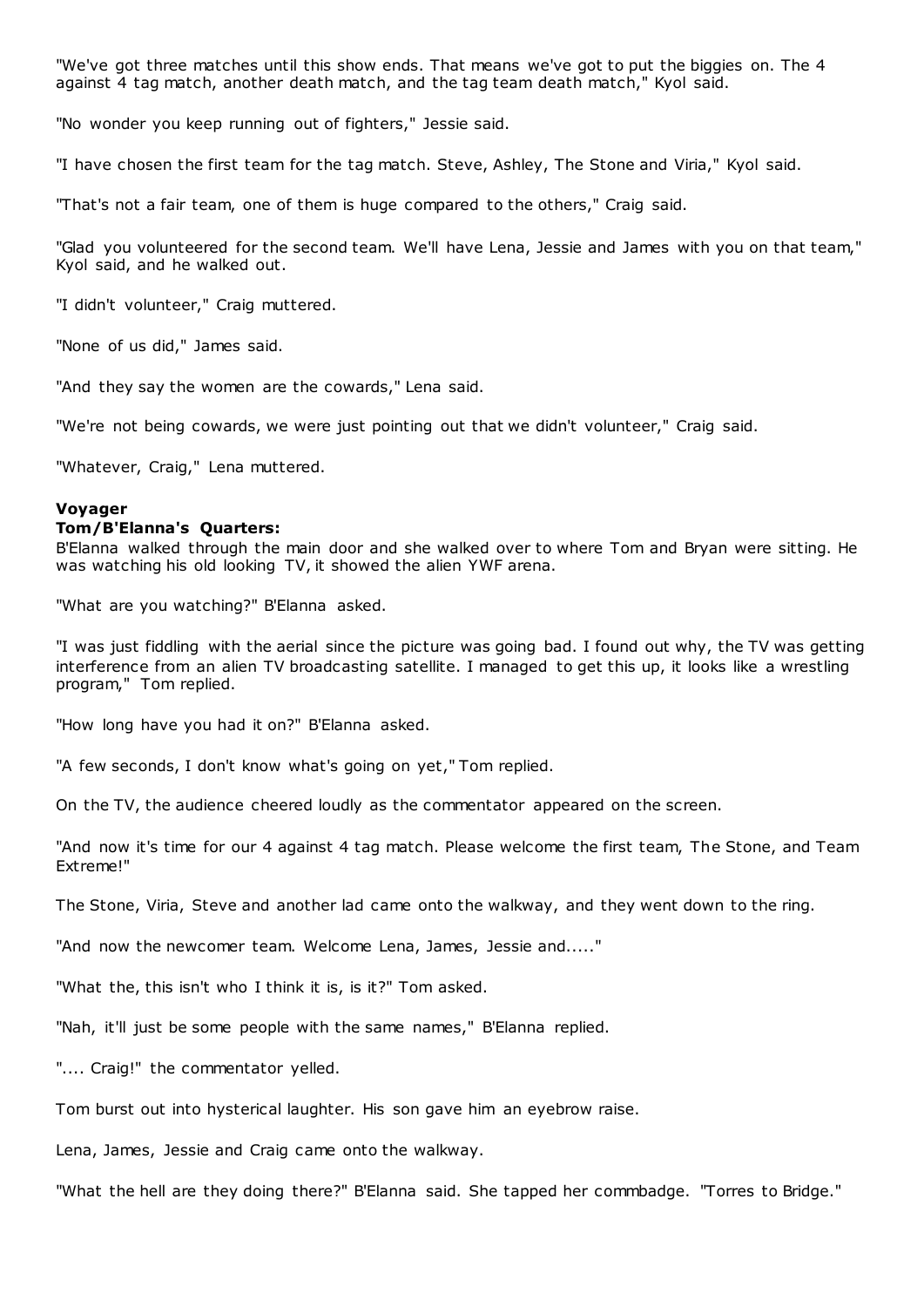"We've got three matches until this show ends. That means we've got to put the biggies on. The 4 against 4 tag match, another death match, and the tag team death match," Kyol said.

"No wonder you keep running out of fighters," Jessie said.

"I have chosen the first team for the tag match. Steve, Ashley, The Stone and Viria," Kyol said.

"That's not a fair team, one of them is huge compared to the others," Craig said.

"Glad you volunteered for the second team. We'll have Lena, Jessie and James with you on that team," Kyol said, and he walked out.

"I didn't volunteer," Craig muttered.

"None of us did," James said.

"And they say the women are the cowards," Lena said.

"We're not being cowards, we were just pointing out that we didn't volunteer," Craig said.

"Whatever, Craig," Lena muttered.

**Voyager**
**Tom/B'Elanna's Quarters:**
B'Elanna walked through the main door and she walked over to where Tom and Bryan were sitting. He was watching his old looking TV, it showed the alien YWF arena.

"What are you watching?" B'Elanna asked.

"I was just fiddling with the aerial since the picture was going bad. I found out why, the TV was getting interference from an alien TV broadcasting satellite. I managed to get this up, it looks like a wrestling program," Tom replied.

"How long have you had it on?" B'Elanna asked.

"A few seconds, I don't know what's going on yet," Tom replied.

On the TV, the audience cheered loudly as the commentator appeared on the screen.

"And now it's time for our 4 against 4 tag match. Please welcome the first team, The Stone, and Team Extreme!"

The Stone, Viria, Steve and another lad came onto the walkway, and they went down to the ring.

"And now the newcomer team. Welcome Lena, James, Jessie and....."

"What the, this isn't who I think it is, is it?" Tom asked.

"Nah, it'll just be some people with the same names," B'Elanna replied.

".... Craig!" the commentator yelled.

Tom burst out into hysterical laughter. His son gave him an eyebrow raise.

Lena, James, Jessie and Craig came onto the walkway.

"What the hell are they doing there?" B'Elanna said. She tapped her commbadge. "Torres to Bridge."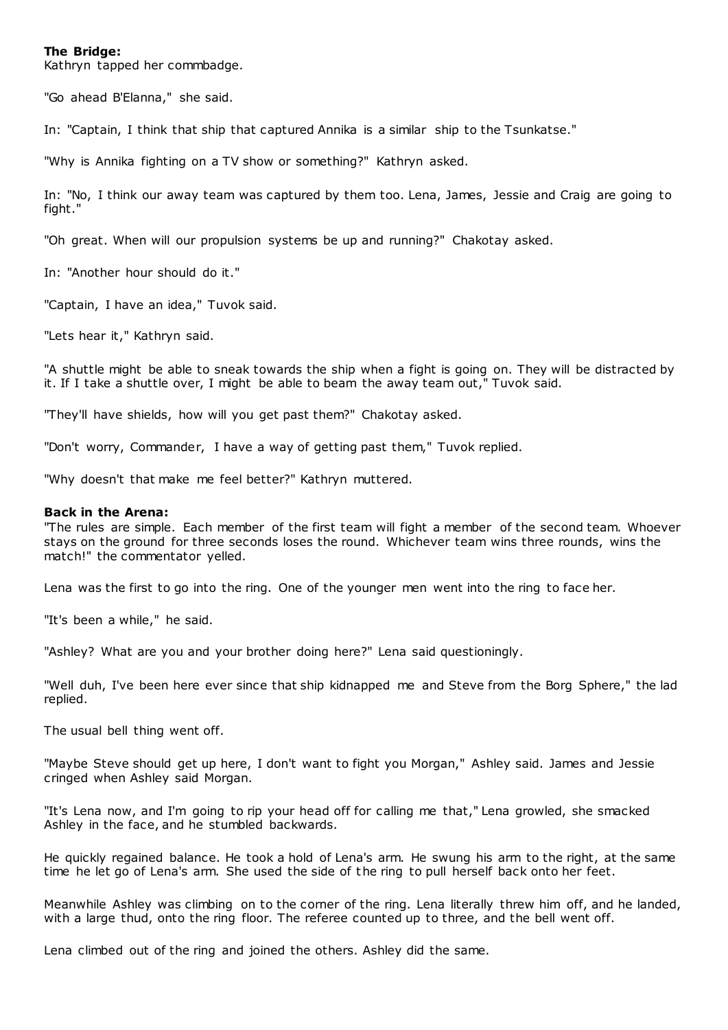**The Bridge:**

Kathryn tapped her commbadge.

"Go ahead B'Elanna," she said.

In: "Captain, I think that ship that captured Annika is a similar ship to the Tsunkatse."

"Why is Annika fighting on a TV show or something?" Kathryn asked.

In: "No, I think our away team was captured by them too. Lena, James, Jessie and Craig are going to fight."

"Oh great. When will our propulsion systems be up and running?" Chakotay asked.

In: "Another hour should do it."

"Captain, I have an idea," Tuvok said.

"Lets hear it," Kathryn said.

"A shuttle might be able to sneak towards the ship when a fight is going on. They will be distracted by it. If I take a shuttle over, I might be able to beam the away team out," Tuvok said.

"They'll have shields, how will you get past them?" Chakotay asked.

"Don't worry, Commander, I have a way of getting past them," Tuvok replied.

"Why doesn't that make me feel better?" Kathryn muttered.

**Back in the Arena:**

"The rules are simple. Each member of the first team will fight a member of the second team. Whoever stays on the ground for three seconds loses the round. Whichever team wins three rounds, wins the match!" the commentator yelled.

Lena was the first to go into the ring. One of the younger men went into the ring to face her.

"It's been a while," he said.

"Ashley? What are you and your brother doing here?" Lena said questioningly.

"Well duh, I've been here ever since that ship kidnapped me and Steve from the Borg Sphere," the lad replied.

The usual bell thing went off.

"Maybe Steve should get up here, I don't want to fight you Morgan," Ashley said. James and Jessie cringed when Ashley said Morgan.

"It's Lena now, and I'm going to rip your head off for calling me that," Lena growled, she smacked Ashley in the face, and he stumbled backwards.

He quickly regained balance. He took a hold of Lena's arm. He swung his arm to the right, at the same time he let go of Lena's arm. She used the side of the ring to pull herself back onto her feet.

Meanwhile Ashley was climbing on to the corner of the ring. Lena literally threw him off, and he landed, with a large thud, onto the ring floor. The referee counted up to three, and the bell went off.

Lena climbed out of the ring and joined the others. Ashley did the same.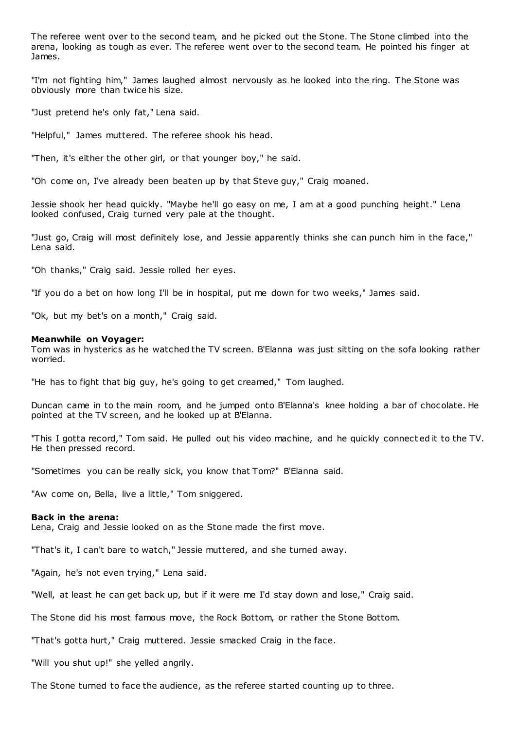The referee went over to the second team, and he picked out the Stone. The Stone climbed into the arena, looking as tough as ever. The referee went over to the second team. He pointed his finger at James.

"I'm not fighting him," James laughed almost nervously as he looked into the ring. The Stone was obviously more than twice his size.

"Just pretend he's only fat," Lena said.

"Helpful," James muttered. The referee shook his head.

"Then, it's either the other girl, or that younger boy," he said.

"Oh come on, I've already been beaten up by that Steve guy," Craig moaned.

Jessie shook her head quickly. "Maybe he'll go easy on me, I am at a good punching height." Lena looked confused, Craig turned very pale at the thought.

"Just go, Craig will most definitely lose, and Jessie apparently thinks she can punch him in the face," Lena said.

"Oh thanks," Craig said. Jessie rolled her eyes.

"If you do a bet on how long I'll be in hospital, put me down for two weeks," James said.

"Ok, but my bet's on a month," Craig said.

**Meanwhile on Voyager:**
Tom was in hysterics as he watched the TV screen. B'Elanna was just sitting on the sofa looking rather worried.

"He has to fight that big guy, he's going to get creamed," Tom laughed.

Duncan came in to the main room, and he jumped onto B'Elanna's knee holding a bar of chocolate. He pointed at the TV screen, and he looked up at B'Elanna.

"This I gotta record," Tom said. He pulled out his video machine, and he quickly connected it to the TV. He then pressed record.

"Sometimes you can be really sick, you know that Tom?" B'Elanna said.

"Aw come on, Bella, live a little," Tom sniggered.

**Back in the arena:**
Lena, Craig and Jessie looked on as the Stone made the first move.

"That's it, I can't bare to watch," Jessie muttered, and she turned away.

"Again, he's not even trying," Lena said.

"Well, at least he can get back up, but if it were me I'd stay down and lose," Craig said.

The Stone did his most famous move, the Rock Bottom, or rather the Stone Bottom.

"That's gotta hurt," Craig muttered. Jessie smacked Craig in the face.

"Will you shut up!" she yelled angrily.

The Stone turned to face the audience, as the referee started counting up to three.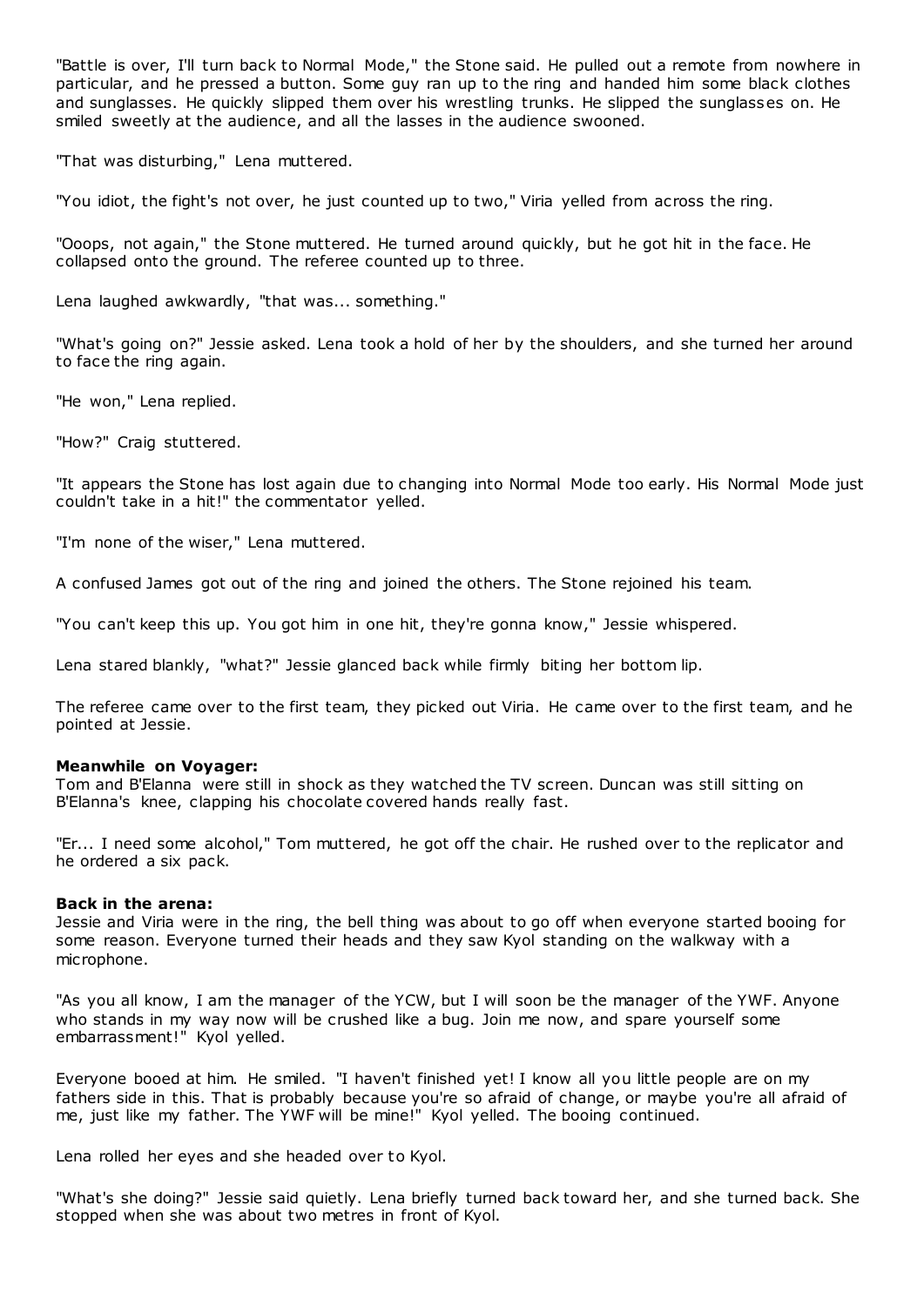"Battle is over, I'll turn back to Normal Mode," the Stone said. He pulled out a remote from nowhere in particular, and he pressed a button. Some guy ran up to the ring and handed him some black clothes and sunglasses. He quickly slipped them over his wrestling trunks. He slipped the sunglasses on. He smiled sweetly at the audience, and all the lasses in the audience swooned.

"That was disturbing," Lena muttered.

"You idiot, the fight's not over, he just counted up to two," Viria yelled from across the ring.

"Ooops, not again," the Stone muttered. He turned around quickly, but he got hit in the face. He collapsed onto the ground. The referee counted up to three.

Lena laughed awkwardly, "that was... something."

"What's going on?" Jessie asked. Lena took a hold of her by the shoulders, and she turned her around to face the ring again.

"He won," Lena replied.

"How?" Craig stuttered.

"It appears the Stone has lost again due to changing into Normal Mode too early. His Normal Mode just couldn't take in a hit!" the commentator yelled.

"I'm none of the wiser," Lena muttered.

A confused James got out of the ring and joined the others. The Stone rejoined his team.

"You can't keep this up. You got him in one hit, they're gonna know," Jessie whispered.

Lena stared blankly, "what?" Jessie glanced back while firmly biting her bottom lip.

The referee came over to the first team, they picked out Viria. He came over to the first team, and he pointed at Jessie.

**Meanwhile on Voyager:**
Tom and B'Elanna were still in shock as they watched the TV screen. Duncan was still sitting on B'Elanna's knee, clapping his chocolate covered hands really fast.

"Er... I need some alcohol," Tom muttered, he got off the chair. He rushed over to the replicator and he ordered a six pack.

**Back in the arena:**
Jessie and Viria were in the ring, the bell thing was about to go off when everyone started booing for some reason. Everyone turned their heads and they saw Kyol standing on the walkway with a microphone.

"As you all know, I am the manager of the YCW, but I will soon be the manager of the YWF. Anyone who stands in my way now will be crushed like a bug. Join me now, and spare yourself some embarrassment!" Kyol yelled.

Everyone booed at him. He smiled. "I haven't finished yet! I know all you little people are on my fathers side in this. That is probably because you're so afraid of change, or maybe you're all afraid of me, just like my father. The YWF will be mine!" Kyol yelled. The booing continued.

Lena rolled her eyes and she headed over to Kyol.

"What's she doing?" Jessie said quietly. Lena briefly turned back toward her, and she turned back. She stopped when she was about two metres in front of Kyol.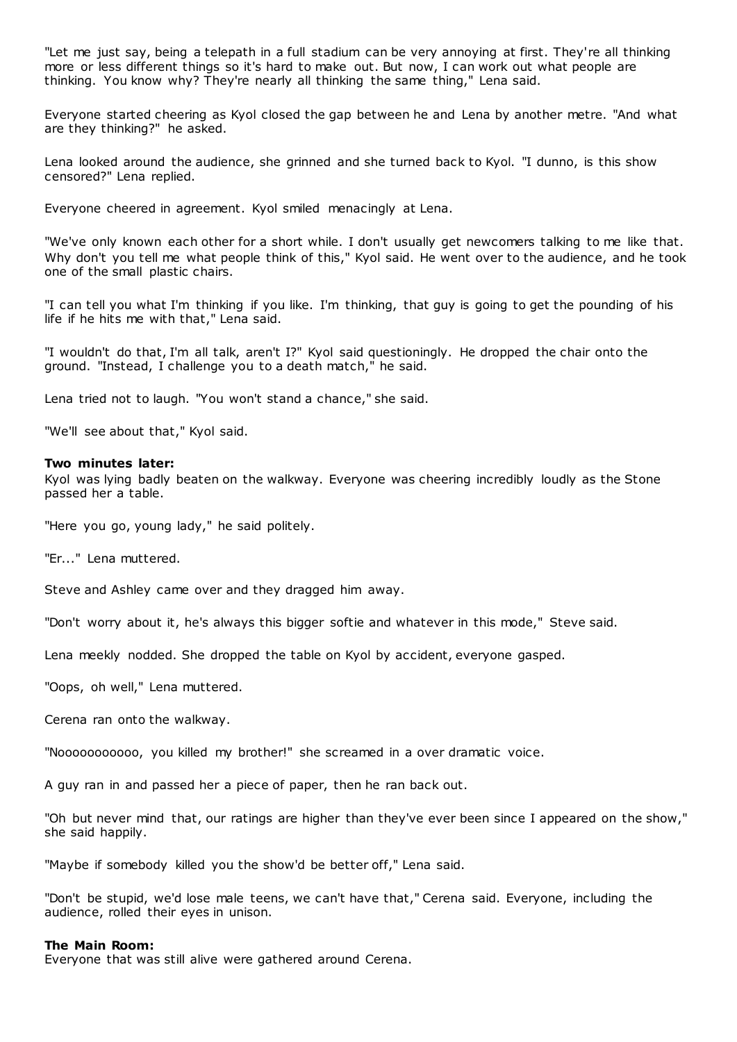"Let me just say, being a telepath in a full stadium can be very annoying at first. They're all thinking more or less different things so it's hard to make out. But now, I can work out what people are thinking. You know why? They're nearly all thinking the same thing," Lena said.

Everyone started cheering as Kyol closed the gap between he and Lena by another metre. "And what are they thinking?" he asked.

Lena looked around the audience, she grinned and she turned back to Kyol. "I dunno, is this show censored?" Lena replied.

Everyone cheered in agreement. Kyol smiled menacingly at Lena.

"We've only known each other for a short while. I don't usually get newcomers talking to me like that. Why don't you tell me what people think of this," Kyol said. He went over to the audience, and he took one of the small plastic chairs.

"I can tell you what I'm thinking if you like. I'm thinking, that guy is going to get the pounding of his life if he hits me with that," Lena said.

"I wouldn't do that, I'm all talk, aren't I?" Kyol said questioningly. He dropped the chair onto the ground. "Instead, I challenge you to a death match," he said.

Lena tried not to laugh. "You won't stand a chance," she said.

"We'll see about that," Kyol said.

**Two minutes later:**
Kyol was lying badly beaten on the walkway. Everyone was cheering incredibly loudly as the Stone passed her a table.

"Here you go, young lady," he said politely.

"Er..." Lena muttered.

Steve and Ashley came over and they dragged him away.

"Don't worry about it, he's always this bigger softie and whatever in this mode," Steve said.

Lena meekly nodded. She dropped the table on Kyol by accident, everyone gasped.

"Oops, oh well," Lena muttered.

Cerena ran onto the walkway.

"Nooooooooooo, you killed my brother!" she screamed in a over dramatic voice.

A guy ran in and passed her a piece of paper, then he ran back out.

"Oh but never mind that, our ratings are higher than they've ever been since I appeared on the show," she said happily.

"Maybe if somebody killed you the show'd be better off," Lena said.

"Don't be stupid, we'd lose male teens, we can't have that," Cerena said. Everyone, including the audience, rolled their eyes in unison.

**The Main Room:**
Everyone that was still alive were gathered around Cerena.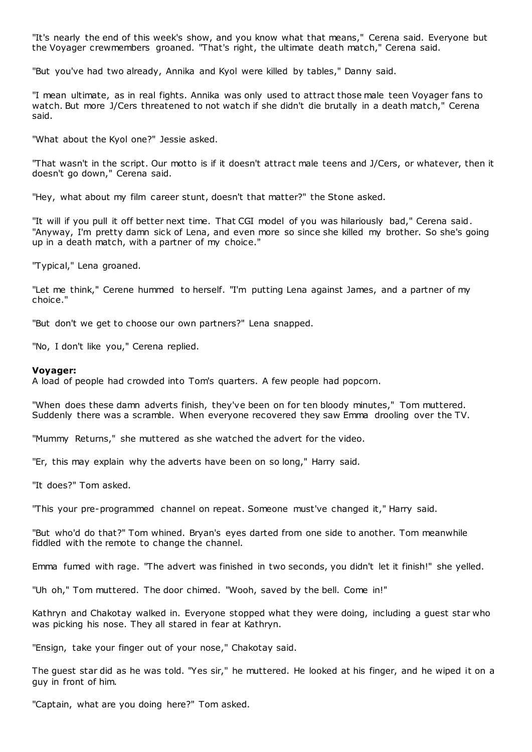"It's nearly the end of this week's show, and you know what that means," Cerena said. Everyone but the Voyager crewmembers groaned. "That's right, the ultimate death match," Cerena said.

"But you've had two already, Annika and Kyol were killed by tables," Danny said.

"I mean ultimate, as in real fights. Annika was only used to attract those male teen Voyager fans to watch. But more J/Cers threatened to not watch if she didn't die brutally in a death match," Cerena said.

"What about the Kyol one?" Jessie asked.

"That wasn't in the script. Our motto is if it doesn't attract male teens and J/Cers, or whatever, then it doesn't go down," Cerena said.

"Hey, what about my film career stunt, doesn't that matter?" the Stone asked.

"It will if you pull it off better next time. That CGI model of you was hilariously bad," Cerena said. "Anyway, I'm pretty damn sick of Lena, and even more so since she killed my brother. So she's going up in a death match, with a partner of my choice."

"Typical," Lena groaned.

"Let me think," Cerene hummed to herself. "I'm putting Lena against James, and a partner of my choice."

"But don't we get to choose our own partners?" Lena snapped.

"No, I don't like you," Cerena replied.

**Voyager:**
A load of people had crowded into Tom's quarters. A few people had popcorn.

"When does these damn adverts finish, they've been on for ten bloody minutes," Tom muttered. Suddenly there was a scramble. When everyone recovered they saw Emma drooling over the TV.

"Mummy Returns," she muttered as she watched the advert for the video.

"Er, this may explain why the adverts have been on so long," Harry said.

"It does?" Tom asked.

"This your pre-programmed channel on repeat. Someone must've changed it," Harry said.

"But who'd do that?" Tom whined. Bryan's eyes darted from one side to another. Tom meanwhile fiddled with the remote to change the channel.

Emma fumed with rage. "The advert was finished in two seconds, you didn't let it finish!" she yelled.

"Uh oh," Tom muttered. The door chimed. "Wooh, saved by the bell. Come in!"

Kathryn and Chakotay walked in. Everyone stopped what they were doing, including a guest star who was picking his nose. They all stared in fear at Kathryn.

"Ensign, take your finger out of your nose," Chakotay said.

The guest star did as he was told. "Yes sir," he muttered. He looked at his finger, and he wiped it on a guy in front of him.

"Captain, what are you doing here?" Tom asked.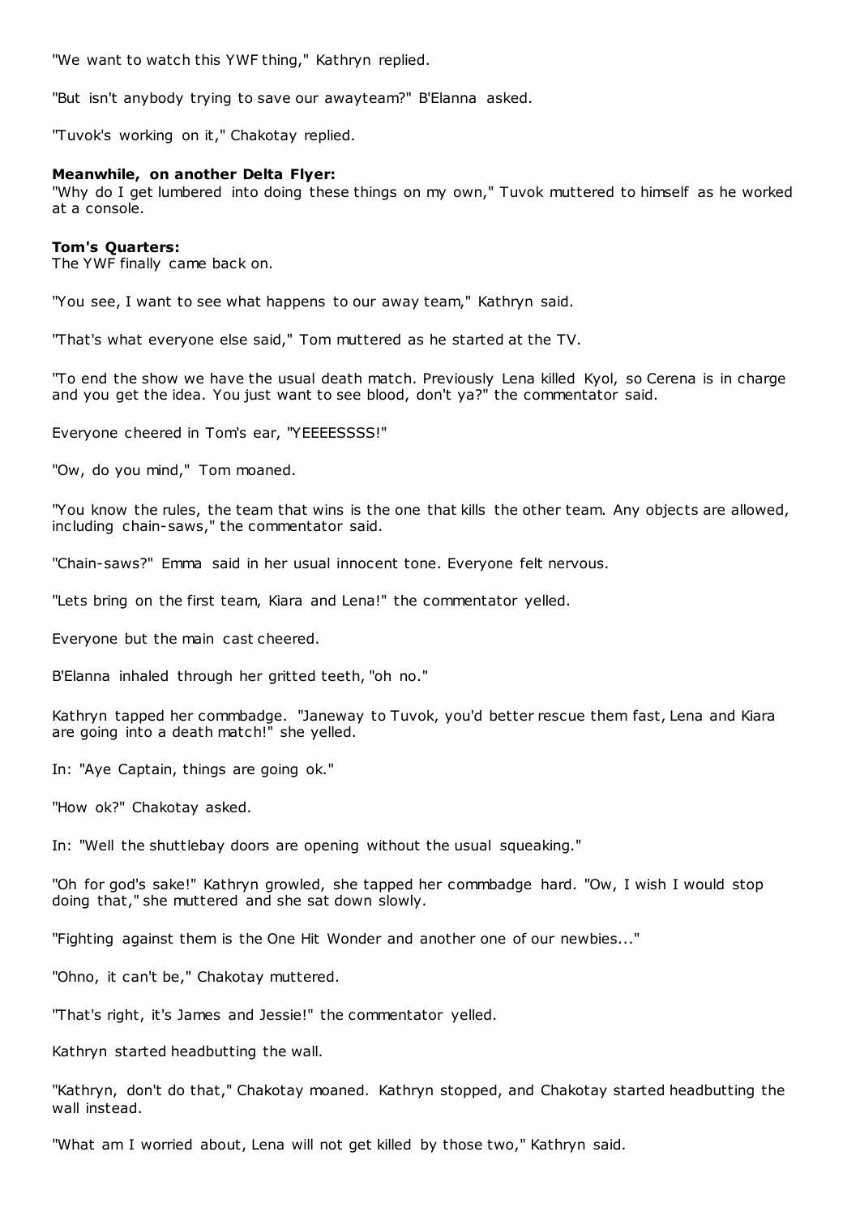"We want to watch this YWF thing," Kathryn replied.

"But isn't anybody trying to save our awayteam?" B'Elanna asked.

"Tuvok's working on it," Chakotay replied.

**Meanwhile, on another Delta Flyer:**
"Why do I get lumbered into doing these things on my own," Tuvok muttered to himself as he worked at a console.

**Tom's Quarters:**
The YWF finally came back on.

"You see, I want to see what happens to our away team," Kathryn said.

"That's what everyone else said," Tom muttered as he started at the TV.

"To end the show we have the usual death match. Previously Lena killed Kyol, so Cerena is in charge and you get the idea. You just want to see blood, don't ya?" the commentator said.

Everyone cheered in Tom's ear, "YEEEESSSS!"

"Ow, do you mind," Tom moaned.

"You know the rules, the team that wins is the one that kills the other team. Any objects are allowed, including chain-saws," the commentator said.

"Chain-saws?" Emma said in her usual innocent tone. Everyone felt nervous.

"Lets bring on the first team, Kiara and Lena!" the commentator yelled.

Everyone but the main cast cheered.

B'Elanna inhaled through her gritted teeth, "oh no."

Kathryn tapped her commbadge. "Janeway to Tuvok, you'd better rescue them fast, Lena and Kiara are going into a death match!" she yelled.

In: "Aye Captain, things are going ok."

"How ok?" Chakotay asked.

In: "Well the shuttlebay doors are opening without the usual squeaking."

"Oh for god's sake!" Kathryn growled, she tapped her commbadge hard. "Ow, I wish I would stop doing that," she muttered and she sat down slowly.

"Fighting against them is the One Hit Wonder and another one of our newbies..."

"Ohno, it can't be," Chakotay muttered.

"That's right, it's James and Jessie!" the commentator yelled.

Kathryn started headbutting the wall.

"Kathryn, don't do that," Chakotay moaned. Kathryn stopped, and Chakotay started headbutting the wall instead.

"What am I worried about, Lena will not get killed by those two," Kathryn said.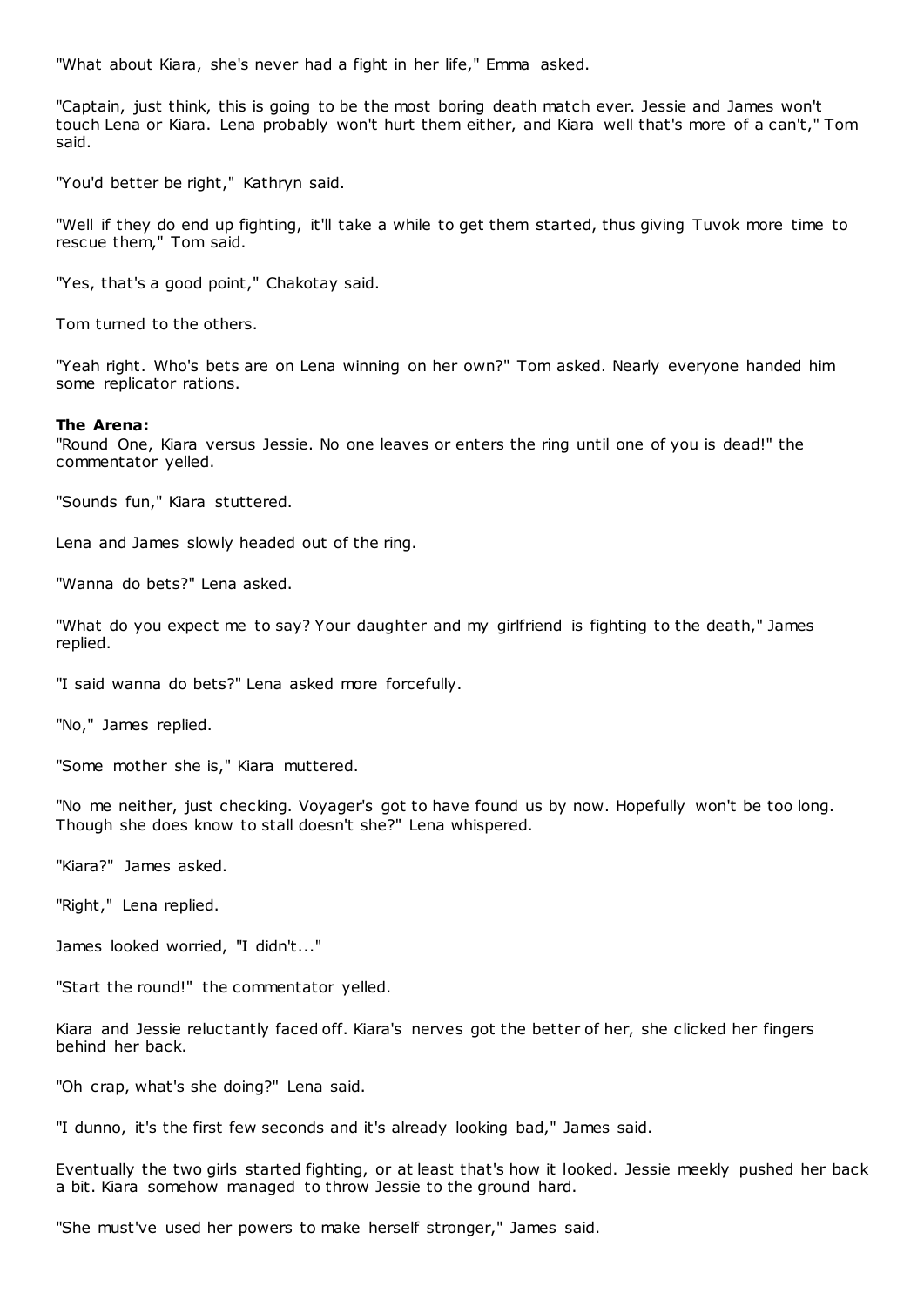"What about Kiara, she's never had a fight in her life," Emma asked.

"Captain, just think, this is going to be the most boring death match ever. Jessie and James won't touch Lena or Kiara. Lena probably won't hurt them either, and Kiara well that's more of a can't," Tom said.

"You'd better be right," Kathryn said.

"Well if they do end up fighting, it'll take a while to get them started, thus giving Tuvok more time to rescue them," Tom said.

"Yes, that's a good point," Chakotay said.

Tom turned to the others.

"Yeah right. Who's bets are on Lena winning on her own?" Tom asked. Nearly everyone handed him some replicator rations.

**The Arena:**

"Round One, Kiara versus Jessie. No one leaves or enters the ring until one of you is dead!" the commentator yelled.

"Sounds fun," Kiara stuttered.

Lena and James slowly headed out of the ring.

"Wanna do bets?" Lena asked.

"What do you expect me to say? Your daughter and my girlfriend is fighting to the death," James replied.

"I said wanna do bets?" Lena asked more forcefully.

"No," James replied.

"Some mother she is," Kiara muttered.

"No me neither, just checking. Voyager's got to have found us by now. Hopefully won't be too long. Though she does know to stall doesn't she?" Lena whispered.

"Kiara?" James asked.

"Right," Lena replied.

James looked worried, "I didn't..."

"Start the round!" the commentator yelled.

Kiara and Jessie reluctantly faced off. Kiara's nerves got the better of her, she clicked her fingers behind her back.

"Oh crap, what's she doing?" Lena said.

"I dunno, it's the first few seconds and it's already looking bad," James said.

Eventually the two girls started fighting, or at least that's how it looked. Jessie meekly pushed her back a bit. Kiara somehow managed to throw Jessie to the ground hard.

"She must've used her powers to make herself stronger," James said.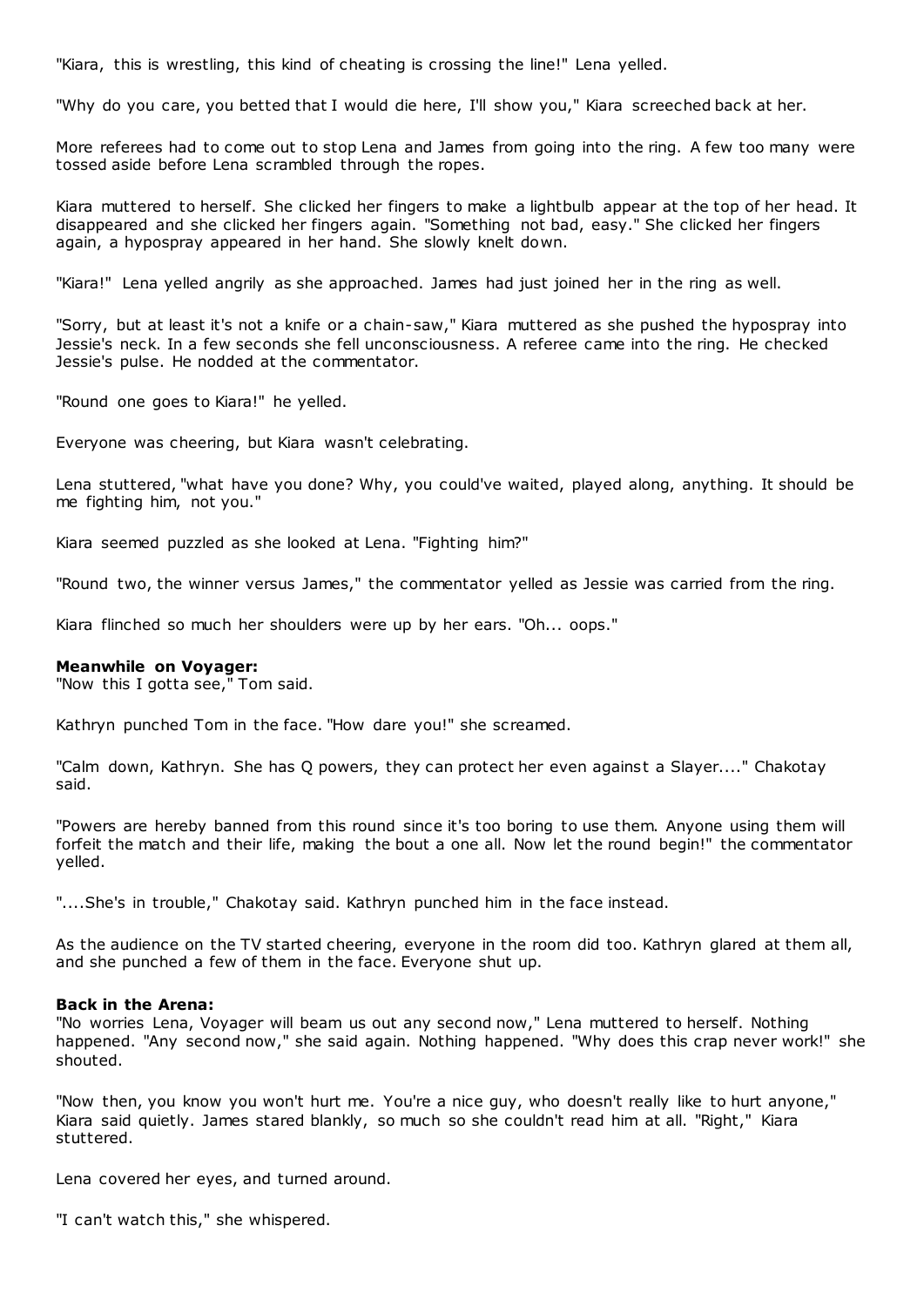"Kiara, this is wrestling, this kind of cheating is crossing the line!" Lena yelled.

"Why do you care, you betted that I would die here, I'll show you," Kiara screeched back at her.

More referees had to come out to stop Lena and James from going into the ring. A few too many were tossed aside before Lena scrambled through the ropes.

Kiara muttered to herself. She clicked her fingers to make a lightbulb appear at the top of her head. It disappeared and she clicked her fingers again. "Something not bad, easy." She clicked her fingers again, a hypospray appeared in her hand. She slowly knelt down.

"Kiara!" Lena yelled angrily as she approached. James had just joined her in the ring as well.

"Sorry, but at least it's not a knife or a chain-saw," Kiara muttered as she pushed the hypospray into Jessie's neck. In a few seconds she fell unconsciousness. A referee came into the ring. He checked Jessie's pulse. He nodded at the commentator.

"Round one goes to Kiara!" he yelled.

Everyone was cheering, but Kiara wasn't celebrating.

Lena stuttered, "what have you done? Why, you could've waited, played along, anything. It should be me fighting him, not you."

Kiara seemed puzzled as she looked at Lena. "Fighting him?"

"Round two, the winner versus James," the commentator yelled as Jessie was carried from the ring.

Kiara flinched so much her shoulders were up by her ears. "Oh... oops."

**Meanwhile on Voyager:**
"Now this I gotta see," Tom said.

Kathryn punched Tom in the face. "How dare you!" she screamed.

"Calm down, Kathryn. She has Q powers, they can protect her even against a Slayer...." Chakotay said.

"Powers are hereby banned from this round since it's too boring to use them. Anyone using them will forfeit the match and their life, making the bout a one all. Now let the round begin!" the commentator yelled.

"....She's in trouble," Chakotay said. Kathryn punched him in the face instead.

As the audience on the TV started cheering, everyone in the room did too. Kathryn glared at them all, and she punched a few of them in the face. Everyone shut up.

**Back in the Arena:**
"No worries Lena, Voyager will beam us out any second now," Lena muttered to herself. Nothing happened. "Any second now," she said again. Nothing happened. "Why does this crap never work!" she shouted.

"Now then, you know you won't hurt me. You're a nice guy, who doesn't really like to hurt anyone," Kiara said quietly. James stared blankly, so much so she couldn't read him at all. "Right," Kiara stuttered.

Lena covered her eyes, and turned around.

"I can't watch this," she whispered.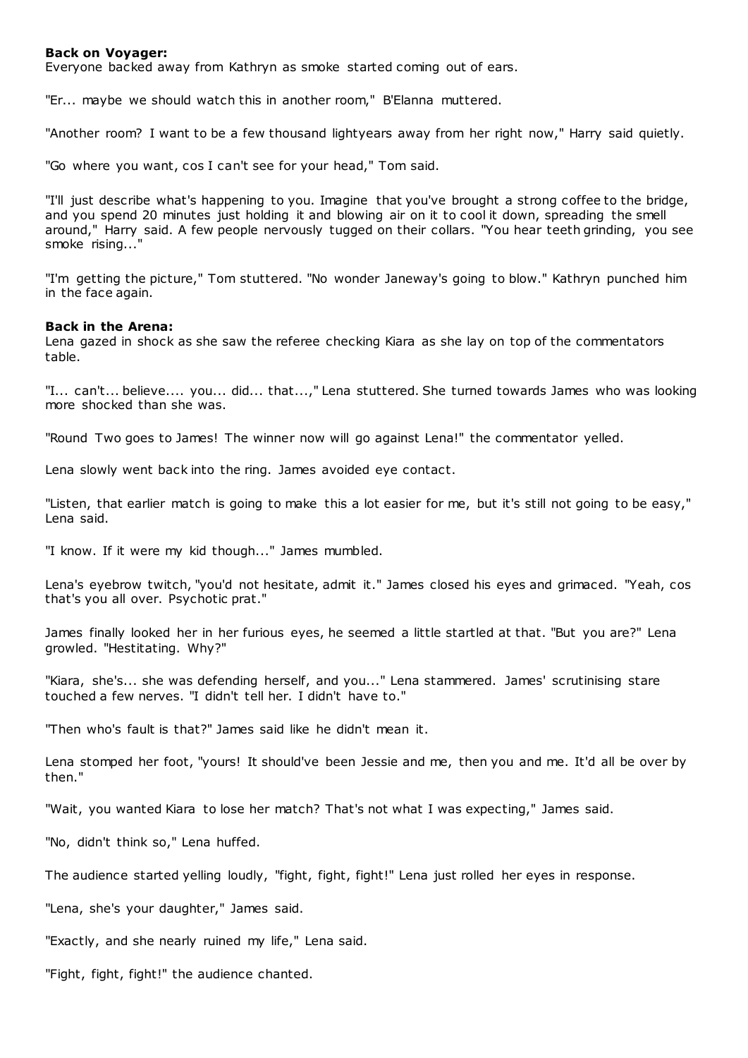**Back on Voyager:**

Everyone backed away from Kathryn as smoke started coming out of ears.

"Er... maybe we should watch this in another room," B'Elanna muttered.

"Another room? I want to be a few thousand lightyears away from her right now," Harry said quietly.

"Go where you want, cos I can't see for your head," Tom said.

"I'll just describe what's happening to you. Imagine that you've brought a strong coffee to the bridge, and you spend 20 minutes just holding it and blowing air on it to cool it down, spreading the smell around," Harry said. A few people nervously tugged on their collars. "You hear teeth grinding, you see smoke rising..."

"I'm getting the picture," Tom stuttered. "No wonder Janeway's going to blow." Kathryn punched him in the face again.

**Back in the Arena:**

Lena gazed in shock as she saw the referee checking Kiara as she lay on top of the commentators table.

"I... can't... believe.... you... did... that...," Lena stuttered. She turned towards James who was looking more shocked than she was.

"Round Two goes to James! The winner now will go against Lena!" the commentator yelled.

Lena slowly went back into the ring. James avoided eye contact.

"Listen, that earlier match is going to make this a lot easier for me, but it's still not going to be easy," Lena said.

"I know. If it were my kid though..." James mumbled.

Lena's eyebrow twitch, "you'd not hesitate, admit it." James closed his eyes and grimaced. "Yeah, cos that's you all over. Psychotic prat."

James finally looked her in her furious eyes, he seemed a little startled at that. "But you are?" Lena growled. "Hestitating. Why?"

"Kiara, she's... she was defending herself, and you..." Lena stammered. James' scrutinising stare touched a few nerves. "I didn't tell her. I didn't have to."

"Then who's fault is that?" James said like he didn't mean it.

Lena stomped her foot, "yours! It should've been Jessie and me, then you and me. It'd all be over by then."

"Wait, you wanted Kiara to lose her match? That's not what I was expecting," James said.

"No, didn't think so," Lena huffed.

The audience started yelling loudly, "fight, fight, fight!" Lena just rolled her eyes in response.

"Lena, she's your daughter," James said.

"Exactly, and she nearly ruined my life," Lena said.

"Fight, fight, fight!" the audience chanted.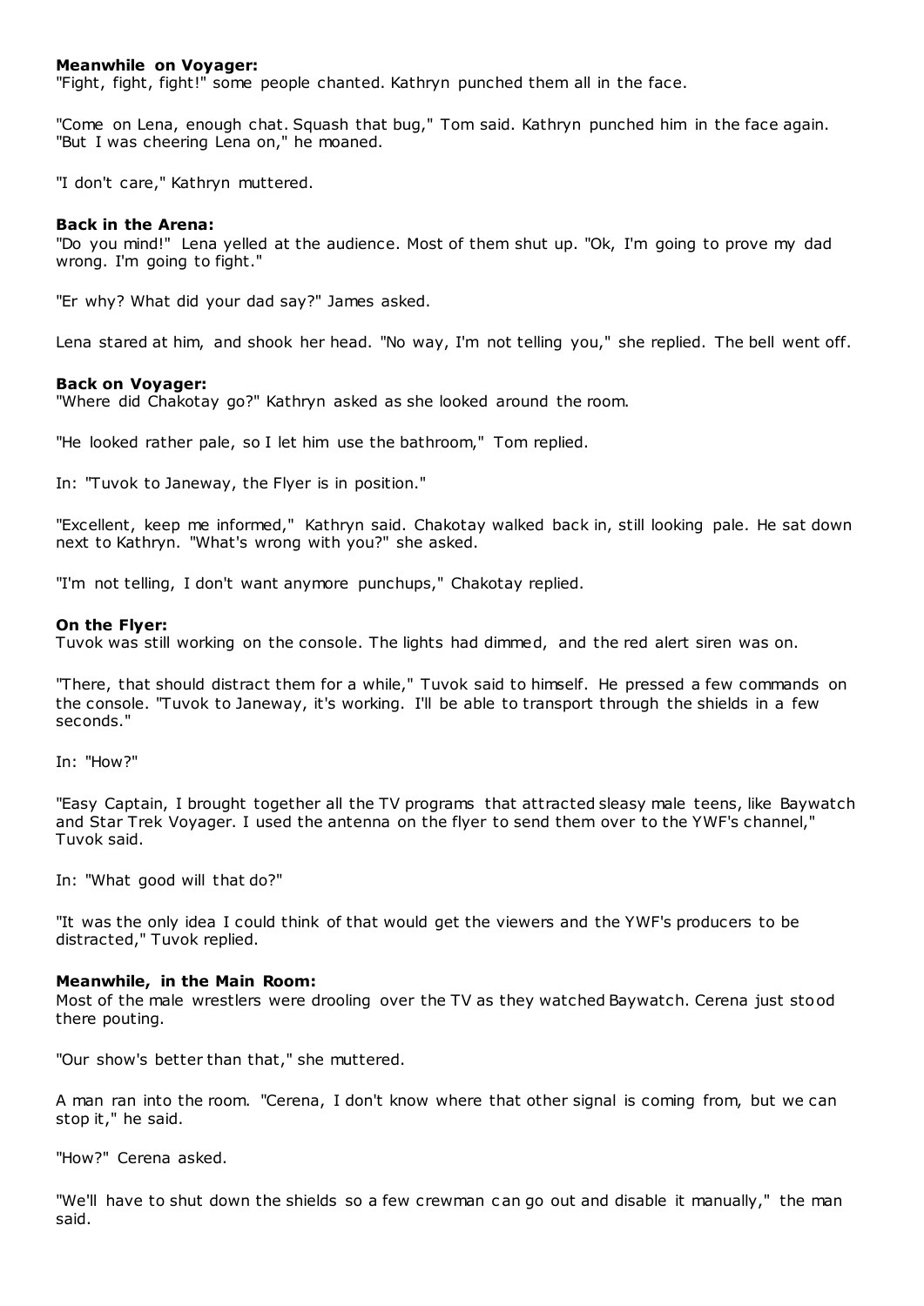**Meanwhile on Voyager:**
"Fight, fight, fight!" some people chanted. Kathryn punched them all in the face.

"Come on Lena, enough chat. Squash that bug," Tom said. Kathryn punched him in the face again. "But I was cheering Lena on," he moaned.

"I don't care," Kathryn muttered.

**Back in the Arena:**
"Do you mind!" Lena yelled at the audience. Most of them shut up. "Ok, I'm going to prove my dad wrong. I'm going to fight."

"Er why? What did your dad say?" James asked.

Lena stared at him, and shook her head. "No way, I'm not telling you," she replied. The bell went off.

**Back on Voyager:**
"Where did Chakotay go?" Kathryn asked as she looked around the room.

"He looked rather pale, so I let him use the bathroom," Tom replied.

In: "Tuvok to Janeway, the Flyer is in position."

"Excellent, keep me informed," Kathryn said. Chakotay walked back in, still looking pale. He sat down next to Kathryn. "What's wrong with you?" she asked.

"I'm not telling, I don't want anymore punchups," Chakotay replied.

**On the Flyer:**
Tuvok was still working on the console. The lights had dimmed, and the red alert siren was on.

"There, that should distract them for a while," Tuvok said to himself. He pressed a few commands on the console. "Tuvok to Janeway, it's working. I'll be able to transport through the shields in a few seconds."

In: "How?"

"Easy Captain, I brought together all the TV programs that attracted sleasy male teens, like Baywatch and Star Trek Voyager. I used the antenna on the flyer to send them over to the YWF's channel," Tuvok said.

In: "What good will that do?"

"It was the only idea I could think of that would get the viewers and the YWF's producers to be distracted," Tuvok replied.

**Meanwhile, in the Main Room:**
Most of the male wrestlers were drooling over the TV as they watched Baywatch. Cerena just stood there pouting.

"Our show's better than that," she muttered.

A man ran into the room. "Cerena, I don't know where that other signal is coming from, but we can stop it," he said.

"How?" Cerena asked.

"We'll have to shut down the shields so a few crewman can go out and disable it manually," the man said.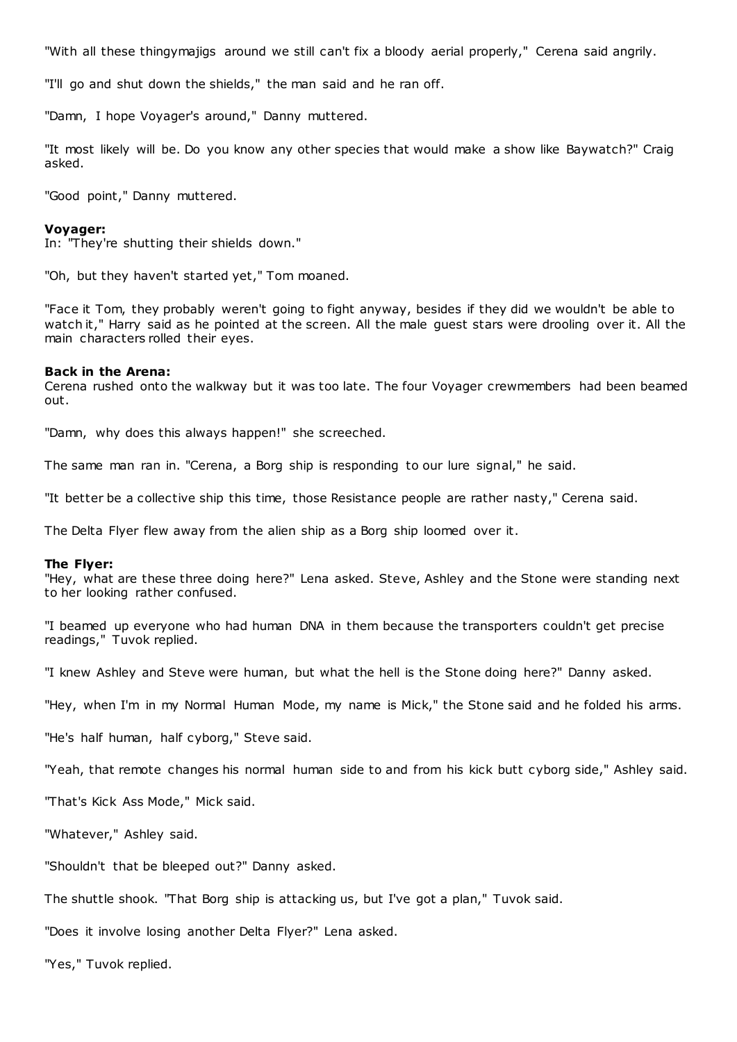"With all these thingymajigs around we still can't fix a bloody aerial properly," Cerena said angrily.

"I'll go and shut down the shields," the man said and he ran off.

"Damn, I hope Voyager's around," Danny muttered.

"It most likely will be. Do you know any other species that would make a show like Baywatch?" Craig asked.

"Good point," Danny muttered.

**Voyager:**
In: "They're shutting their shields down."

"Oh, but they haven't started yet," Tom moaned.

"Face it Tom, they probably weren't going to fight anyway, besides if they did we wouldn't be able to watch it," Harry said as he pointed at the screen. All the male guest stars were drooling over it. All the main characters rolled their eyes.

**Back in the Arena:**
Cerena rushed onto the walkway but it was too late. The four Voyager crewmembers had been beamed out.

"Damn, why does this always happen!" she screeched.

The same man ran in. "Cerena, a Borg ship is responding to our lure signal," he said.

"It better be a collective ship this time, those Resistance people are rather nasty," Cerena said.

The Delta Flyer flew away from the alien ship as a Borg ship loomed over it.

**The Flyer:**
"Hey, what are these three doing here?" Lena asked. Steve, Ashley and the Stone were standing next to her looking rather confused.

"I beamed up everyone who had human DNA in them because the transporters couldn't get precise readings," Tuvok replied.

"I knew Ashley and Steve were human, but what the hell is the Stone doing here?" Danny asked.

"Hey, when I'm in my Normal Human Mode, my name is Mick," the Stone said and he folded his arms.

"He's half human, half cyborg," Steve said.

"Yeah, that remote changes his normal human side to and from his kick butt cyborg side," Ashley said.

"That's Kick Ass Mode," Mick said.

"Whatever," Ashley said.

"Shouldn't that be bleeped out?" Danny asked.

The shuttle shook. "That Borg ship is attacking us, but I've got a plan," Tuvok said.

"Does it involve losing another Delta Flyer?" Lena asked.

"Yes," Tuvok replied.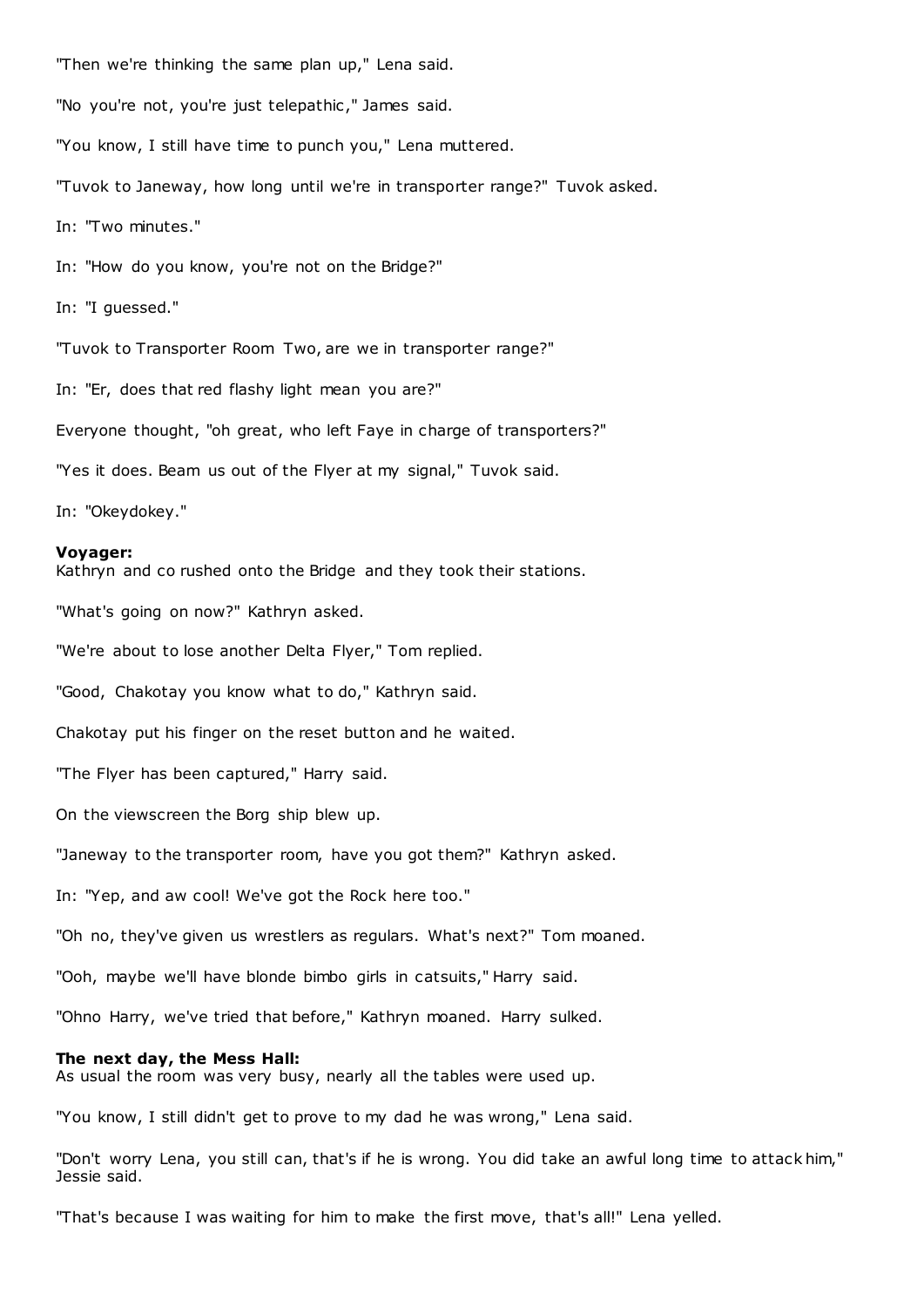"Then we're thinking the same plan up," Lena said.

"No you're not, you're just telepathic," James said.

"You know, I still have time to punch you," Lena muttered.

"Tuvok to Janeway, how long until we're in transporter range?" Tuvok asked.

In: "Two minutes."

In: "How do you know, you're not on the Bridge?"

In: "I guessed."

"Tuvok to Transporter Room Two, are we in transporter range?"

In: "Er, does that red flashy light mean you are?"

Everyone thought, "oh great, who left Faye in charge of transporters?"

"Yes it does. Beam us out of the Flyer at my signal," Tuvok said.

In: "Okeydokey."

**Voyager:**
Kathryn and co rushed onto the Bridge and they took their stations.

"What's going on now?" Kathryn asked.

"We're about to lose another Delta Flyer," Tom replied.

"Good, Chakotay you know what to do," Kathryn said.

Chakotay put his finger on the reset button and he waited.

"The Flyer has been captured," Harry said.

On the viewscreen the Borg ship blew up.

"Janeway to the transporter room, have you got them?" Kathryn asked.

In: "Yep, and aw cool! We've got the Rock here too."

"Oh no, they've given us wrestlers as regulars. What's next?" Tom moaned.

"Ooh, maybe we'll have blonde bimbo girls in catsuits," Harry said.

"Ohno Harry, we've tried that before," Kathryn moaned. Harry sulked.

**The next day, the Mess Hall:**
As usual the room was very busy, nearly all the tables were used up.

"You know, I still didn't get to prove to my dad he was wrong," Lena said.

"Don't worry Lena, you still can, that's if he is wrong. You did take an awful long time to attack him," Jessie said.

"That's because I was waiting for him to make the first move, that's all!" Lena yelled.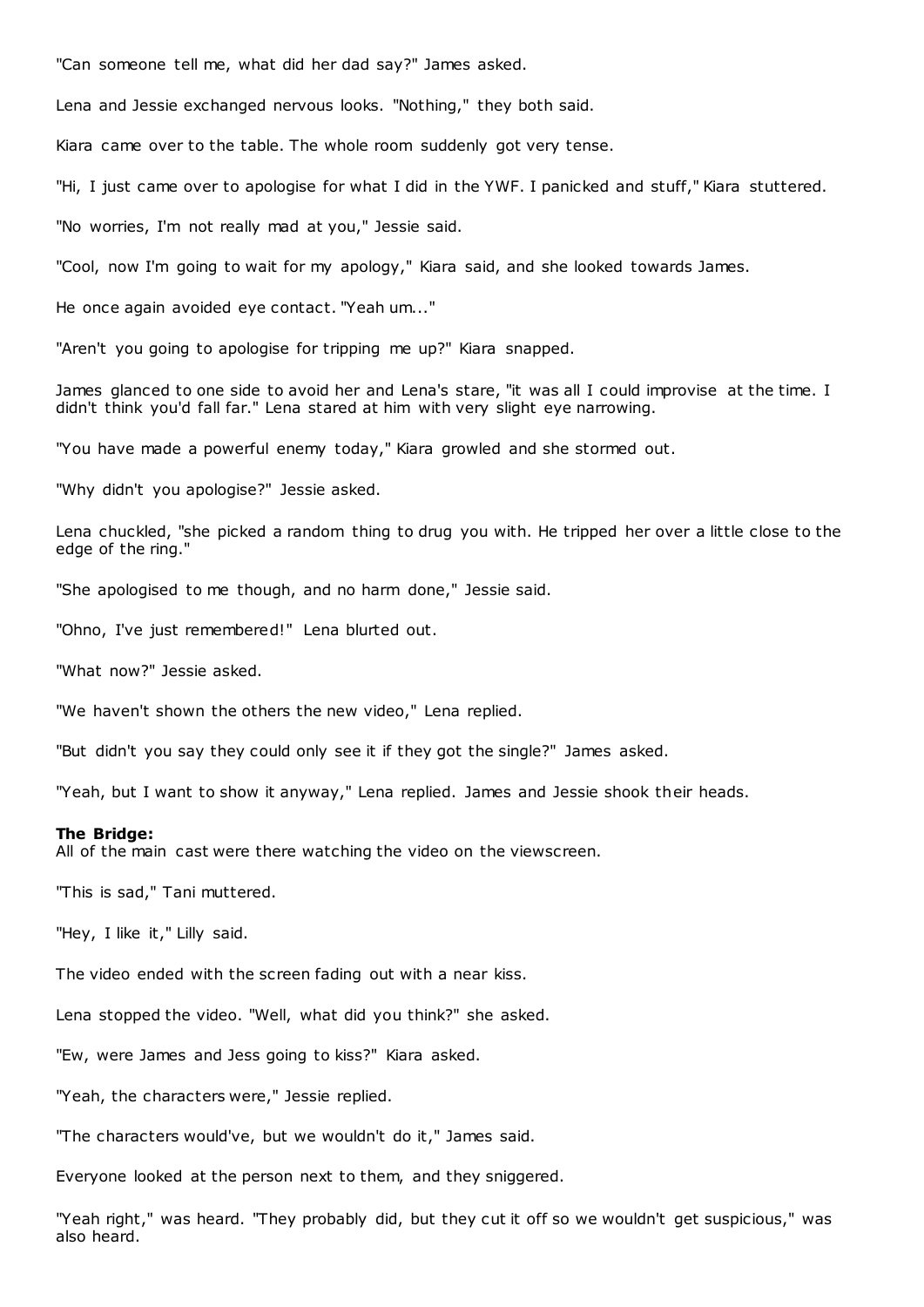"Can someone tell me, what did her dad say?" James asked.

Lena and Jessie exchanged nervous looks. "Nothing," they both said.

Kiara came over to the table. The whole room suddenly got very tense.

"Hi, I just came over to apologise for what I did in the YWF. I panicked and stuff," Kiara stuttered.

"No worries, I'm not really mad at you," Jessie said.

"Cool, now I'm going to wait for my apology," Kiara said, and she looked towards James.

He once again avoided eye contact. "Yeah um..."

"Aren't you going to apologise for tripping me up?" Kiara snapped.

James glanced to one side to avoid her and Lena's stare, "it was all I could improvise at the time. I didn't think you'd fall far." Lena stared at him with very slight eye narrowing.

"You have made a powerful enemy today," Kiara growled and she stormed out.

"Why didn't you apologise?" Jessie asked.

Lena chuckled, "she picked a random thing to drug you with. He tripped her over a little close to the edge of the ring."

"She apologised to me though, and no harm done," Jessie said.

"Ohno, I've just remembered!" Lena blurted out.

"What now?" Jessie asked.

"We haven't shown the others the new video," Lena replied.

"But didn't you say they could only see it if they got the single?" James asked.

"Yeah, but I want to show it anyway," Lena replied. James and Jessie shook their heads.

**The Bridge:**
All of the main cast were there watching the video on the viewscreen.

"This is sad," Tani muttered.

"Hey, I like it," Lilly said.

The video ended with the screen fading out with a near kiss.

Lena stopped the video. "Well, what did you think?" she asked.

"Ew, were James and Jess going to kiss?" Kiara asked.

"Yeah, the characters were," Jessie replied.

"The characters would've, but we wouldn't do it," James said.

Everyone looked at the person next to them, and they sniggered.

"Yeah right," was heard. "They probably did, but they cut it off so we wouldn't get suspicious," was also heard.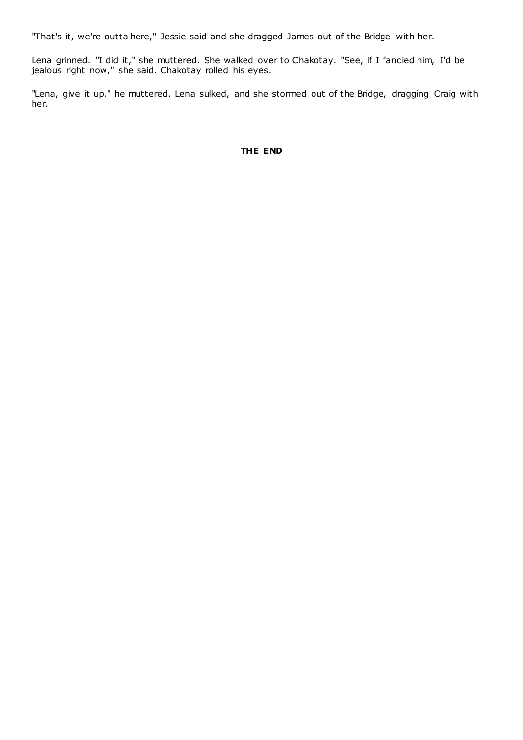"That's it, we're outta here," Jessie said and she dragged James out of the Bridge with her.

Lena grinned. "I did it," she muttered. She walked over to Chakotay. "See, if I fancied him, I'd be jealous right now," she said. Chakotay rolled his eyes.

"Lena, give it up," he muttered. Lena sulked, and she stormed out of the Bridge, dragging Craig with her.

**THE END**